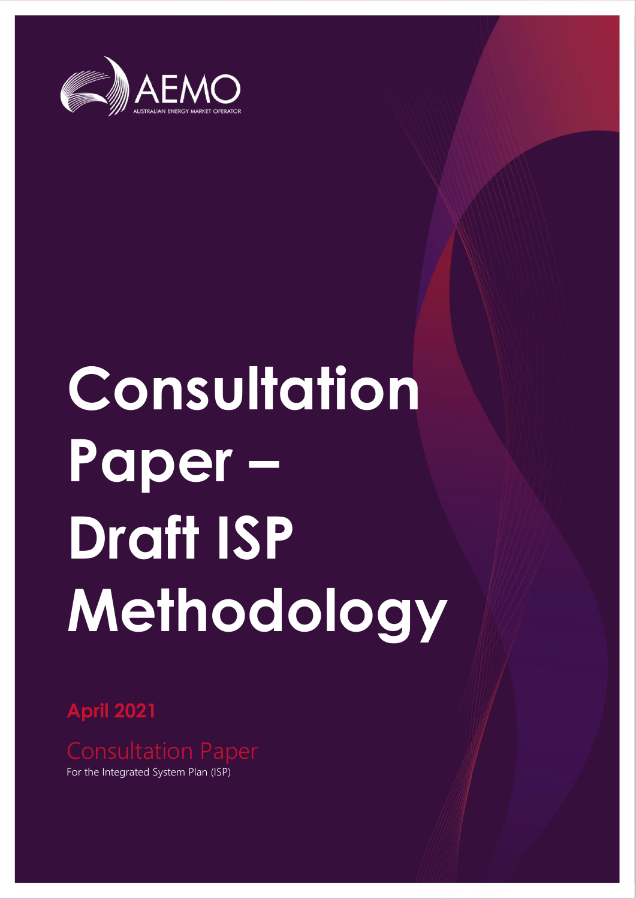AEMO

AUSTRALIAN ENERGY MARKET OPERATOR

# Consultation Paper – Draft ISP Methodology

**April 2021**

Consultation Paper

For the Integrated System Plan (ISP)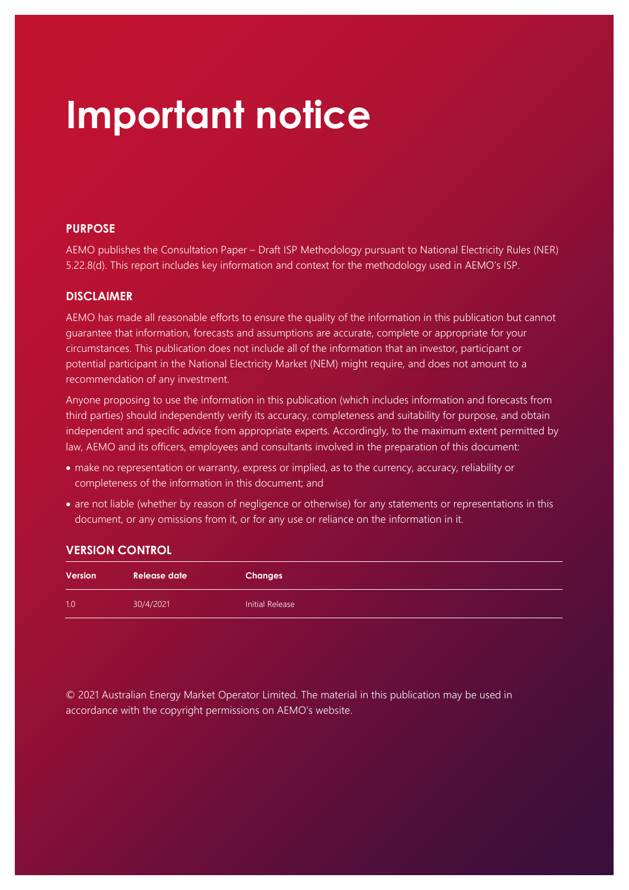# Important notice

## PURPOSE

AEMO publishes the Consultation Paper – Draft ISP Methodology pursuant to National Electricity Rules (NER) 5.22.8(d). This report includes key information and context for the methodology used in AEMO's ISP.

## DISCLAIMER

AEMO has made all reasonable efforts to ensure the quality of the information in this publication but cannot guarantee that information, forecasts and assumptions are accurate, complete or appropriate for your circumstances. This publication does not include all of the information that an investor, participant or potential participant in the National Electricity Market (NEM) might require, and does not amount to a recommendation of any investment.

Anyone proposing to use the information in this publication (which includes information and forecasts from third parties) should independently verify its accuracy, completeness and suitability for purpose, and obtain independent and specific advice from appropriate experts. Accordingly, to the maximum extent permitted by law, AEMO and its officers, employees and consultants involved in the preparation of this document:

- make no representation or warranty, express or implied, as to the currency, accuracy, reliability or completeness of the information in this document; and
- are not liable (whether by reason of negligence or otherwise) for any statements or representations in this document, or any omissions from it, or for any use or reliance on the information in it.

## VERSION CONTROL

| Version | Release date | Changes |
| --- | --- | --- |
| 1.0 | 30/4/2021 | Initial Release |

© 2021 Australian Energy Market Operator Limited. The material in this publication may be used in accordance with the copyright permissions on AEMO's website.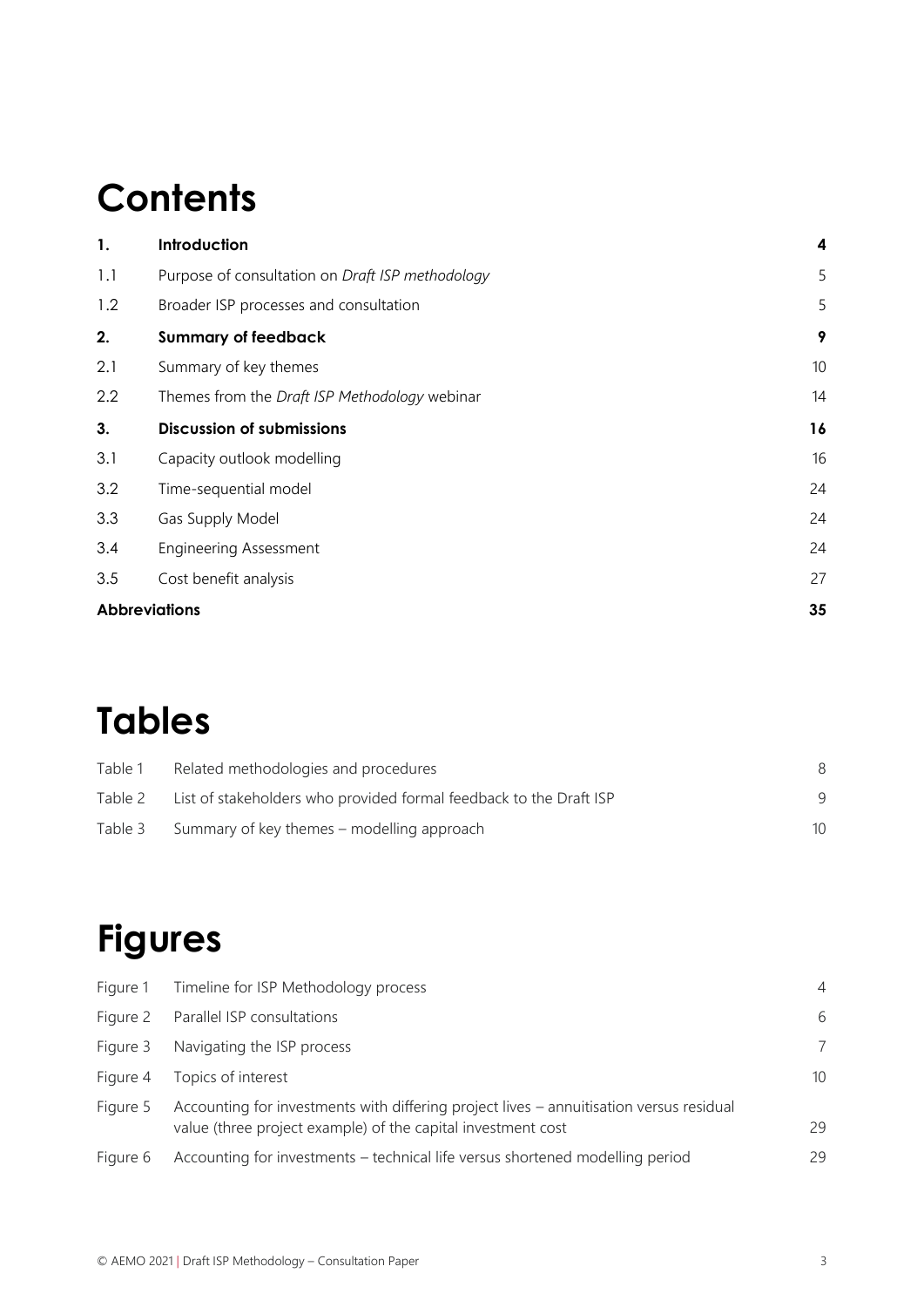# Contents

| | | |
|---|---|---|
| **1.** | **Introduction** | **4** |
| 1.1 | Purpose of consultation on *Draft ISP methodology* | 5 |
| 1.2 | Broader ISP processes and consultation | 5 |
| **2.** | **Summary of feedback** | **9** |
| 2.1 | Summary of key themes | 10 |
| 2.2 | Themes from the *Draft ISP Methodology* webinar | 14 |
| **3.** | **Discussion of submissions** | **16** |
| 3.1 | Capacity outlook modelling | 16 |
| 3.2 | Time-sequential model | 24 |
| 3.3 | Gas Supply Model | 24 |
| 3.4 | Engineering Assessment | 24 |
| 3.5 | Cost benefit analysis | 27 |
| **Abbreviations** | | **35** |

# Tables

| | | |
|---|---|---|
| Table 1 | Related methodologies and procedures | 8 |
| Table 2 | List of stakeholders who provided formal feedback to the Draft ISP | 9 |
| Table 3 | Summary of key themes – modelling approach | 10 |

# Figures

| | | |
|---|---|---|
| Figure 1 | Timeline for ISP Methodology process | 4 |
| Figure 2 | Parallel ISP consultations | 6 |
| Figure 3 | Navigating the ISP process | 7 |
| Figure 4 | Topics of interest | 10 |
| Figure 5 | Accounting for investments with differing project lives – annuitisation versus residual value (three project example) of the capital investment cost | 29 |
| Figure 6 | Accounting for investments – technical life versus shortened modelling period | 29 |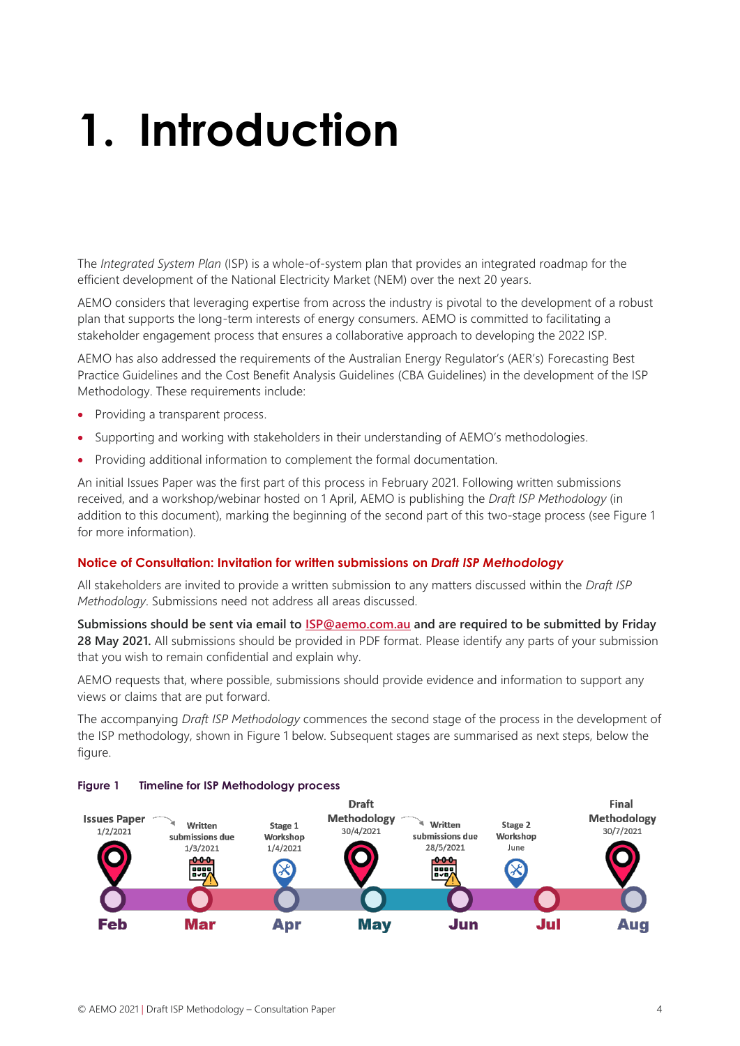// Rule 10 and the no-description rule: Figure 1 is a graphic but no images were detected, so keep only the caption. //
# 1. Introduction

The *Integrated System Plan* (ISP) is a whole-of-system plan that provides an integrated roadmap for the efficient development of the National Electricity Market (NEM) over the next 20 years.

AEMO considers that leveraging expertise from across the industry is pivotal to the development of a robust plan that supports the long-term interests of energy consumers. AEMO is committed to facilitating a stakeholder engagement process that ensures a collaborative approach to developing the 2022 ISP.

AEMO has also addressed the requirements of the Australian Energy Regulator's (AER's) Forecasting Best Practice Guidelines and the Cost Benefit Analysis Guidelines (CBA Guidelines) in the development of the ISP Methodology. These requirements include:

- Providing a transparent process.
- Supporting and working with stakeholders in their understanding of AEMO's methodologies.
- Providing additional information to complement the formal documentation.

An initial Issues Paper was the first part of this process in February 2021. Following written submissions received, and a workshop/webinar hosted on 1 April, AEMO is publishing the *Draft ISP Methodology* (in addition to this document), marking the beginning of the second part of this two-stage process (see Figure 1 for more information).

### Notice of Consultation: Invitation for written submissions on *Draft ISP Methodology*

All stakeholders are invited to provide a written submission to any matters discussed within the *Draft ISP Methodology*. Submissions need not address all areas discussed.

**Submissions should be sent via email to ISP@aemo.com.au and are required to be submitted by Friday 28 May 2021.** All submissions should be provided in PDF format. Please identify any parts of your submission that you wish to remain confidential and explain why.

AEMO requests that, where possible, submissions should provide evidence and information to support any views or claims that are put forward.

The accompanying *Draft ISP Methodology* commences the second stage of the process in the development of the ISP methodology, shown in Figure 1 below. Subsequent stages are summarised as next steps, below the figure.

**Figure 1 Timeline for ISP Methodology process**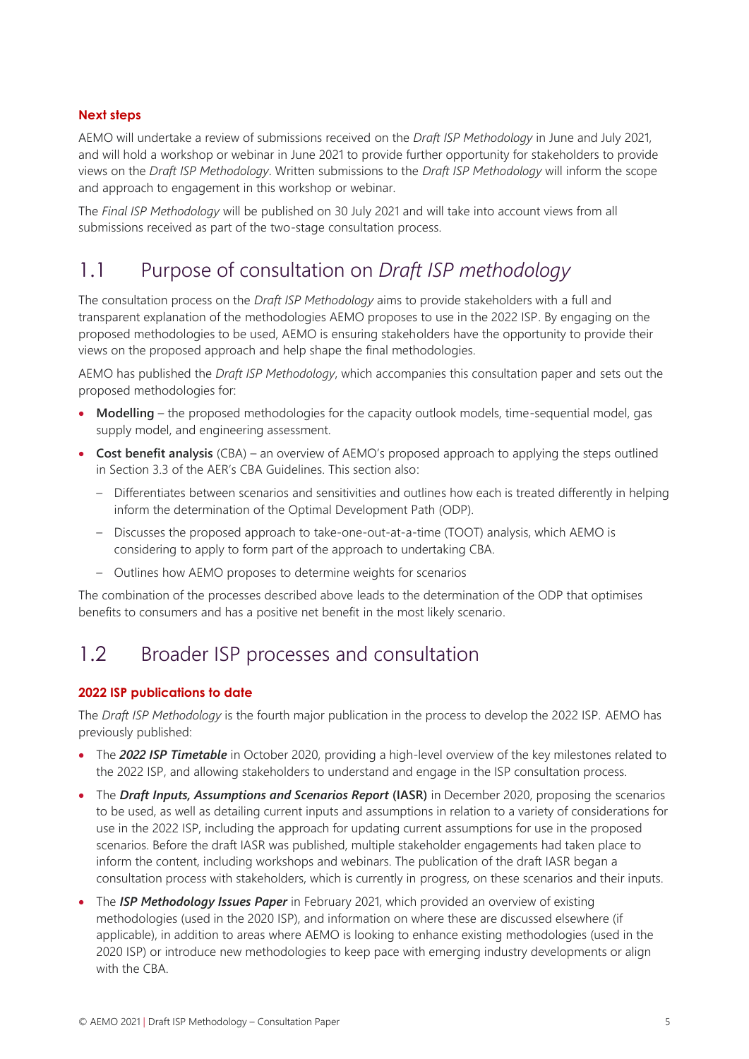**Next steps**

AEMO will undertake a review of submissions received on the *Draft ISP Methodology* in June and July 2021, and will hold a workshop or webinar in June 2021 to provide further opportunity for stakeholders to provide views on the *Draft ISP Methodology*. Written submissions to the *Draft ISP Methodology* will inform the scope and approach to engagement in this workshop or webinar.

The *Final ISP Methodology* will be published on 30 July 2021 and will take into account views from all submissions received as part of the two-stage consultation process.

## 1.1 Purpose of consultation on *Draft ISP methodology*

The consultation process on the *Draft ISP Methodology* aims to provide stakeholders with a full and transparent explanation of the methodologies AEMO proposes to use in the 2022 ISP. By engaging on the proposed methodologies to be used, AEMO is ensuring stakeholders have the opportunity to provide their views on the proposed approach and help shape the final methodologies.

AEMO has published the *Draft ISP Methodology*, which accompanies this consultation paper and sets out the proposed methodologies for:

- **Modelling** – the proposed methodologies for the capacity outlook models, time-sequential model, gas supply model, and engineering assessment.
- **Cost benefit analysis** (CBA) – an overview of AEMO's proposed approach to applying the steps outlined in Section 3.3 of the AER's CBA Guidelines. This section also:
  - Differentiates between scenarios and sensitivities and outlines how each is treated differently in helping inform the determination of the Optimal Development Path (ODP).
  - Discusses the proposed approach to take-one-out-at-a-time (TOOT) analysis, which AEMO is considering to apply to form part of the approach to undertaking CBA.
  - Outlines how AEMO proposes to determine weights for scenarios

The combination of the processes described above leads to the determination of the ODP that optimises benefits to consumers and has a positive net benefit in the most likely scenario.

## 1.2 Broader ISP processes and consultation

**2022 ISP publications to date**

The *Draft ISP Methodology* is the fourth major publication in the process to develop the 2022 ISP. AEMO has previously published:

- The ***2022 ISP Timetable*** in October 2020, providing a high-level overview of the key milestones related to the 2022 ISP, and allowing stakeholders to understand and engage in the ISP consultation process.
- The ***Draft Inputs, Assumptions and Scenarios Report*** **(IASR)** in December 2020, proposing the scenarios to be used, as well as detailing current inputs and assumptions in relation to a variety of considerations for use in the 2022 ISP, including the approach for updating current assumptions for use in the proposed scenarios. Before the draft IASR was published, multiple stakeholder engagements had taken place to inform the content, including workshops and webinars. The publication of the draft IASR began a consultation process with stakeholders, which is currently in progress, on these scenarios and their inputs.
- The ***ISP Methodology Issues Paper*** in February 2021, which provided an overview of existing methodologies (used in the 2020 ISP), and information on where these are discussed elsewhere (if applicable), in addition to areas where AEMO is looking to enhance existing methodologies (used in the 2020 ISP) or introduce new methodologies to keep pace with emerging industry developments or align with the CBA.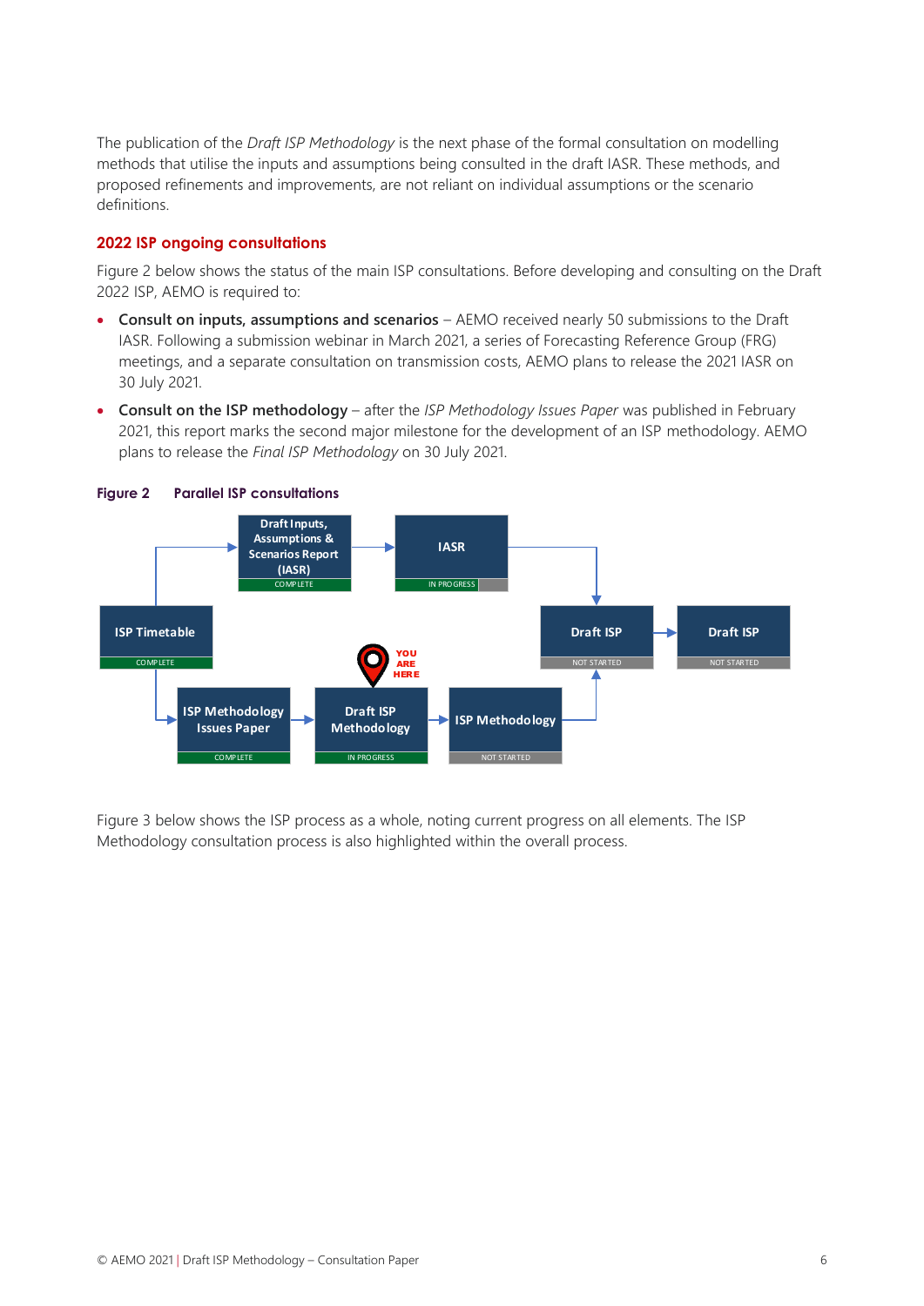The publication of the *Draft ISP Methodology* is the next phase of the formal consultation on modelling methods that utilise the inputs and assumptions being consulted in the draft IASR. These methods, and proposed refinements and improvements, are not reliant on individual assumptions or the scenario definitions.

## 2022 ISP ongoing consultations

Figure 2 below shows the status of the main ISP consultations. Before developing and consulting on the Draft 2022 ISP, AEMO is required to:

- **Consult on inputs, assumptions and scenarios** – AEMO received nearly 50 submissions to the Draft IASR. Following a submission webinar in March 2021, a series of Forecasting Reference Group (FRG) meetings, and a separate consultation on transmission costs, AEMO plans to release the 2021 IASR on 30 July 2021.
- **Consult on the ISP methodology** – after the *ISP Methodology Issues Paper* was published in February 2021, this report marks the second major milestone for the development of an ISP methodology. AEMO plans to release the *Final ISP Methodology* on 30 July 2021.

**Figure 2 Parallel ISP consultations**

ISP Timetable (COMPLETE) → Draft Inputs, Assumptions & Scenarios Report (IASR) (COMPLETE) → IASR (IN PROGRESS) → Draft ISP (NOT STARTED) → Draft ISP (NOT STARTED)

ISP Timetable (COMPLETE) → ISP Methodology Issues Paper (COMPLETE) → Draft ISP Methodology (IN PROGRESS) [YOU ARE HERE] → ISP Methodology (NOT STARTED) → Draft ISP (NOT STARTED)

Figure 3 below shows the ISP process as a whole, noting current progress on all elements. The ISP Methodology consultation process is also highlighted within the overall process.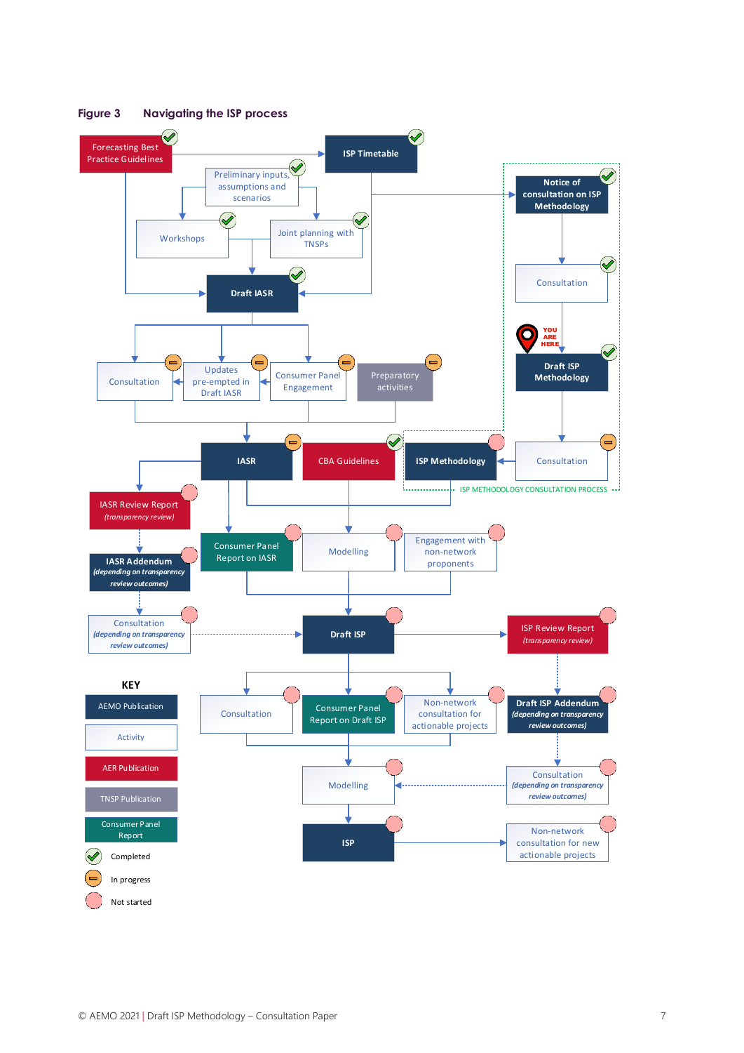**Figure 3 Navigating the ISP process**

Forecasting Best Practice Guidelines

ISP Timetable

Preliminary inputs, assumptions and scenarios

Workshops

Joint planning with TNSPs

Draft IASR

Consultation

Updates pre-empted in Draft IASR

Consumer Panel Engagement

Preparatory activities

Notice of consultation on ISP Methodology

Consultation

YOU ARE HERE

Draft ISP Methodology

Consultation

IASR

CBA Guidelines

ISP Methodology

ISP METHODOLOGY CONSULTATION PROCESS

IASR Review Report (*transparency review*)

IASR Addendum (*depending on transparency review outcomes*)

Consultation (*depending on transparency review outcomes*)

Consumer Panel Report on IASR

Modelling

Engagement with non-network proponents

Draft ISP

ISP Review Report (*transparency review*)

Consultation

Consumer Panel Report on Draft ISP

Non-network consultation for actionable projects

Draft ISP Addendum (*depending on transparency review outcomes*)

Modelling

Consultation (*depending on transparency review outcomes*)

ISP

Non-network consultation for new actionable projects

**KEY**

- AEMO Publication
- Activity
- AER Publication
- TNSP Publication
- Consumer Panel Report
- Completed
- In progress
- Not started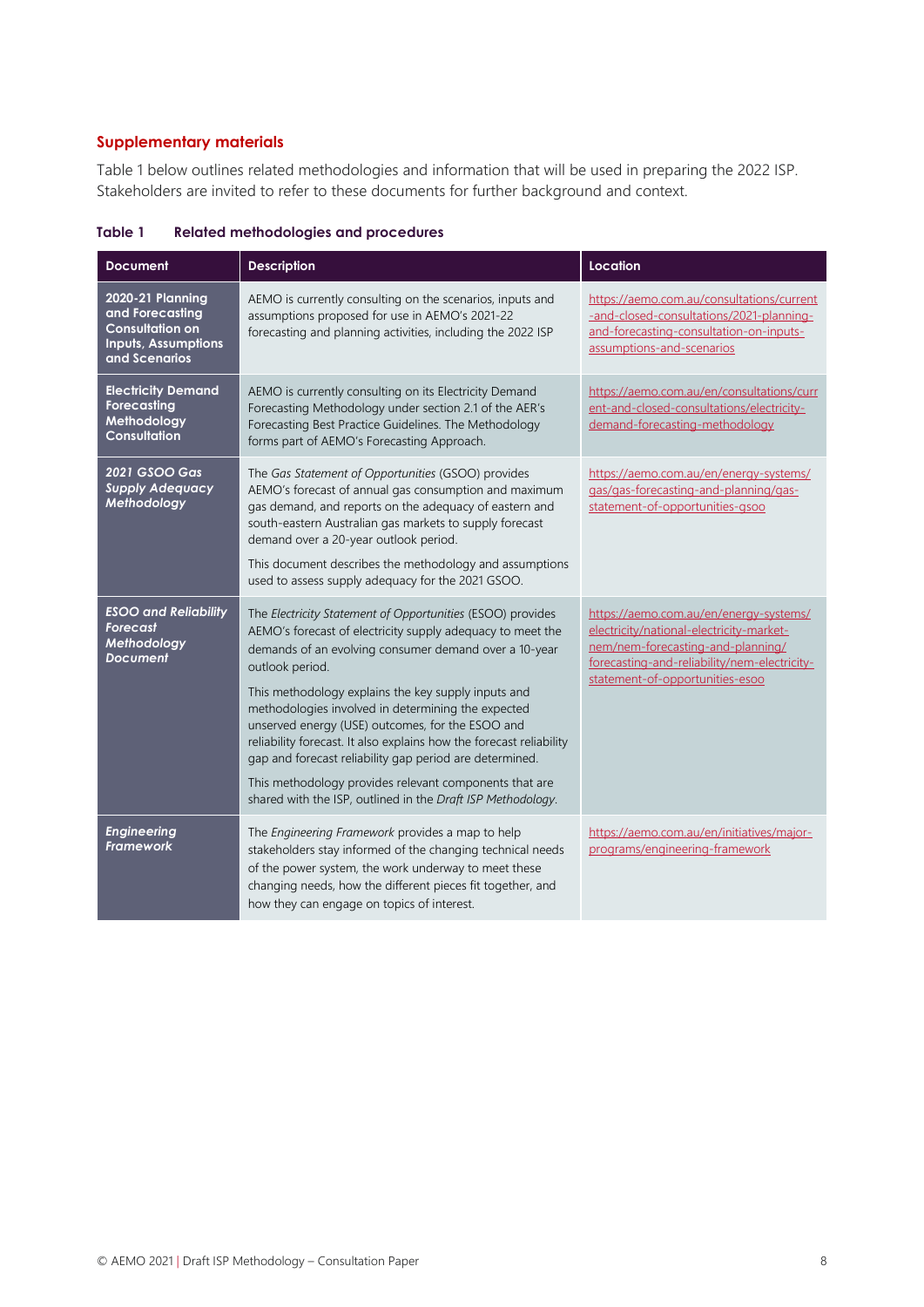### Supplementary materials

Table 1 below outlines related methodologies and information that will be used in preparing the 2022 ISP. Stakeholders are invited to refer to these documents for further background and context.

**Table 1 Related methodologies and procedures**

| Document | Description | Location |
|---|---|---|
| **2020-21 Planning and Forecasting Consultation on Inputs, Assumptions and Scenarios** | AEMO is currently consulting on the scenarios, inputs and assumptions proposed for use in AEMO's 2021-22 forecasting and planning activities, including the 2022 ISP | https://aemo.com.au/consultations/current-and-closed-consultations/2021-planning-and-forecasting-consultation-on-inputs-assumptions-and-scenarios |
| **Electricity Demand Forecasting Methodology Consultation** | AEMO is currently consulting on its Electricity Demand Forecasting Methodology under section 2.1 of the AER's Forecasting Best Practice Guidelines. The Methodology forms part of AEMO's Forecasting Approach. | https://aemo.com.au/en/consultations/current-and-closed-consultations/electricity-demand-forecasting-methodology |
| ***2021 GSOO Gas Supply Adequacy Methodology*** | The *Gas Statement of Opportunities* (GSOO) provides AEMO's forecast of annual gas consumption and maximum gas demand, and reports on the adequacy of eastern and south-eastern Australian gas markets to supply forecast demand over a 20-year outlook period.<br><br>This document describes the methodology and assumptions used to assess supply adequacy for the 2021 GSOO. | https://aemo.com.au/en/energy-systems/gas/gas-forecasting-and-planning/gas-statement-of-opportunities-gsoo |
| ***ESOO and Reliability Forecast Methodology Document*** | The *Electricity Statement of Opportunities* (ESOO) provides AEMO's forecast of electricity supply adequacy to meet the demands of an evolving consumer demand over a 10-year outlook period.<br><br>This methodology explains the key supply inputs and methodologies involved in determining the expected unserved energy (USE) outcomes, for the ESOO and reliability forecast. It also explains how the forecast reliability gap and forecast reliability gap period are determined.<br><br>This methodology provides relevant components that are shared with the ISP, outlined in the *Draft ISP Methodology*. | https://aemo.com.au/en/energy-systems/electricity/national-electricity-market-nem/nem-forecasting-and-planning/forecasting-and-reliability/nem-electricity-statement-of-opportunities-esoo |
| ***Engineering Framework*** | The *Engineering Framework* provides a map to help stakeholders stay informed of the changing technical needs of the power system, the work underway to meet these changing needs, how the different pieces fit together, and how they can engage on topics of interest. | https://aemo.com.au/en/initiatives/major-programs/engineering-framework |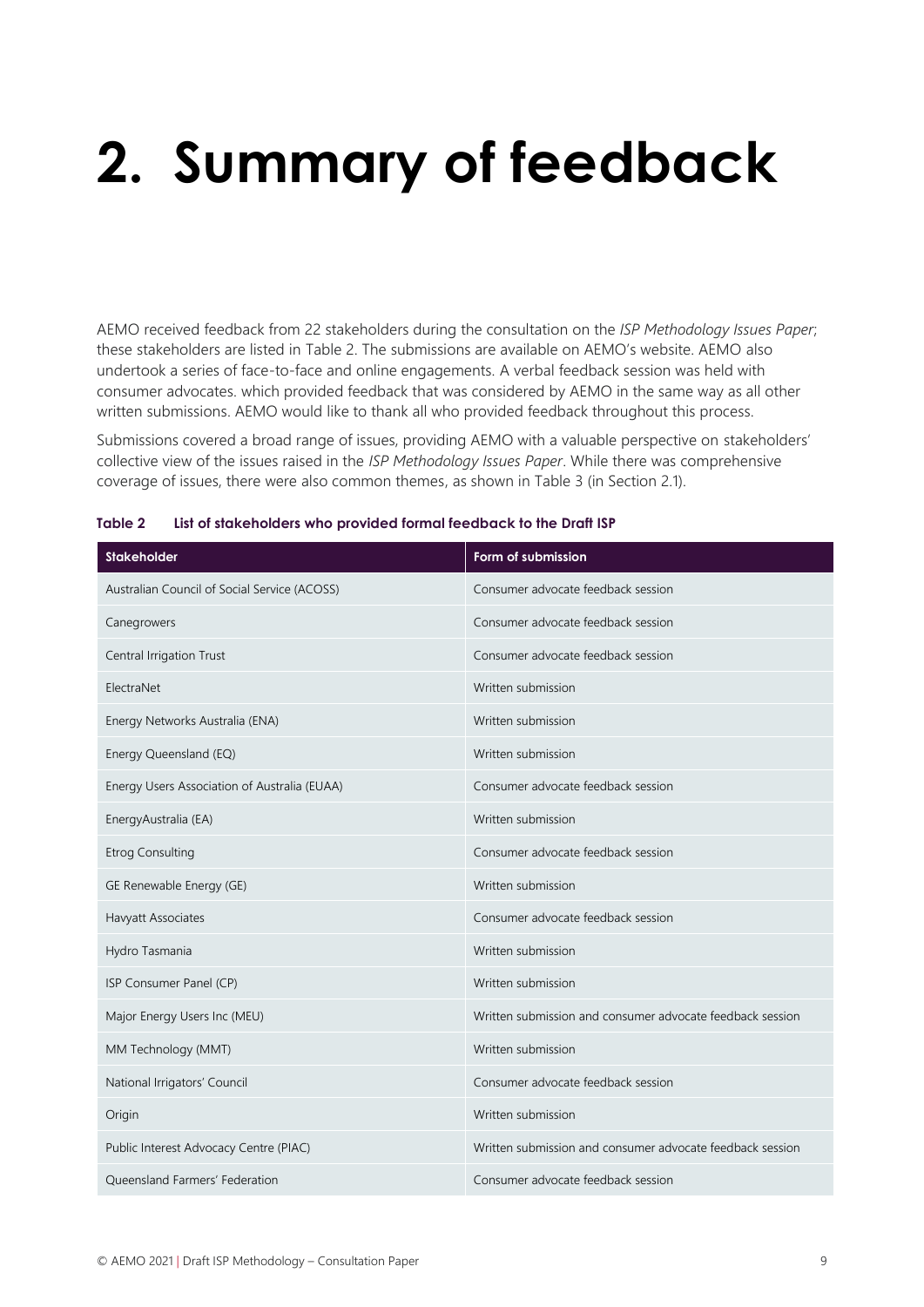# 2. Summary of feedback

AEMO received feedback from 22 stakeholders during the consultation on the *ISP Methodology Issues Paper*; these stakeholders are listed in Table 2. The submissions are available on AEMO's website. AEMO also undertook a series of face-to-face and online engagements. A verbal feedback session was held with consumer advocates. which provided feedback that was considered by AEMO in the same way as all other written submissions. AEMO would like to thank all who provided feedback throughout this process.

Submissions covered a broad range of issues, providing AEMO with a valuable perspective on stakeholders' collective view of the issues raised in the *ISP Methodology Issues Paper*. While there was comprehensive coverage of issues, there were also common themes, as shown in Table 3 (in Section 2.1).

**Table 2 List of stakeholders who provided formal feedback to the Draft ISP**

| Stakeholder | Form of submission |
| --- | --- |
| Australian Council of Social Service (ACOSS) | Consumer advocate feedback session |
| Canegrowers | Consumer advocate feedback session |
| Central Irrigation Trust | Consumer advocate feedback session |
| ElectraNet | Written submission |
| Energy Networks Australia (ENA) | Written submission |
| Energy Queensland (EQ) | Written submission |
| Energy Users Association of Australia (EUAA) | Consumer advocate feedback session |
| EnergyAustralia (EA) | Written submission |
| Etrog Consulting | Consumer advocate feedback session |
| GE Renewable Energy (GE) | Written submission |
| Havyatt Associates | Consumer advocate feedback session |
| Hydro Tasmania | Written submission |
| ISP Consumer Panel (CP) | Written submission |
| Major Energy Users Inc (MEU) | Written submission and consumer advocate feedback session |
| MM Technology (MMT) | Written submission |
| National Irrigators' Council | Consumer advocate feedback session |
| Origin | Written submission |
| Public Interest Advocacy Centre (PIAC) | Written submission and consumer advocate feedback session |
| Queensland Farmers' Federation | Consumer advocate feedback session |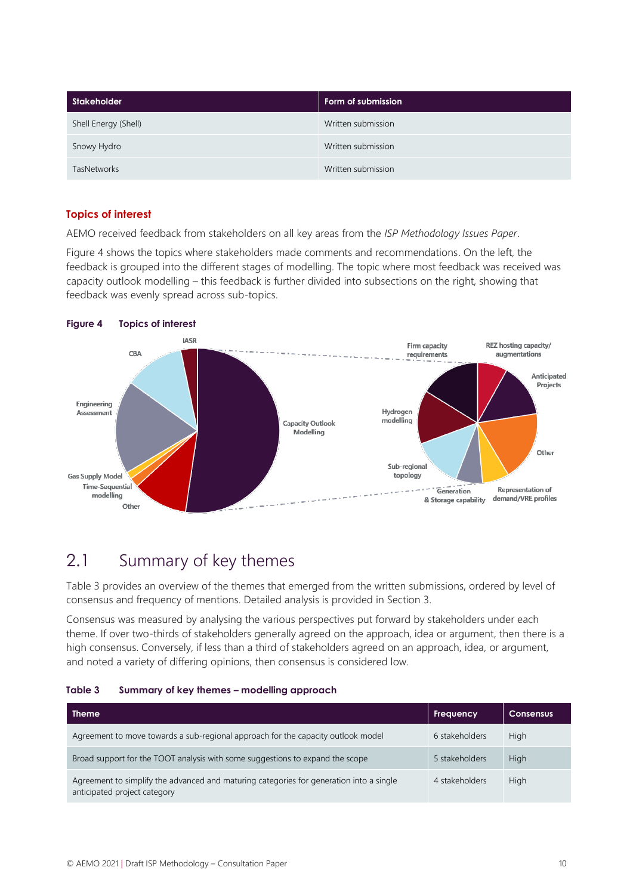| Stakeholder | Form of submission |
|---|---|
| Shell Energy (Shell) | Written submission |
| Snowy Hydro | Written submission |
| TasNetworks | Written submission |

### Topics of interest

AEMO received feedback from stakeholders on all key areas from the *ISP Methodology Issues Paper*.

Figure 4 shows the topics where stakeholders made comments and recommendations. On the left, the feedback is grouped into the different stages of modelling. The topic where most feedback was received was capacity outlook modelling – this feedback is further divided into subsections on the right, showing that feedback was evenly spread across sub-topics.

**Figure 4 Topics of interest**

## 2.1 Summary of key themes

Table 3 provides an overview of the themes that emerged from the written submissions, ordered by level of consensus and frequency of mentions. Detailed analysis is provided in Section 3.

Consensus was measured by analysing the various perspectives put forward by stakeholders under each theme. If over two-thirds of stakeholders generally agreed on the approach, idea or argument, then there is a high consensus. Conversely, if less than a third of stakeholders agreed on an approach, idea, or argument, and noted a variety of differing opinions, then consensus is considered low.

**Table 3 Summary of key themes – modelling approach**

| Theme | Frequency | Consensus |
|---|---|---|
| Agreement to move towards a sub-regional approach for the capacity outlook model | 6 stakeholders | High |
| Broad support for the TOOT analysis with some suggestions to expand the scope | 5 stakeholders | High |
| Agreement to simplify the advanced and maturing categories for generation into a single anticipated project category | 4 stakeholders | High |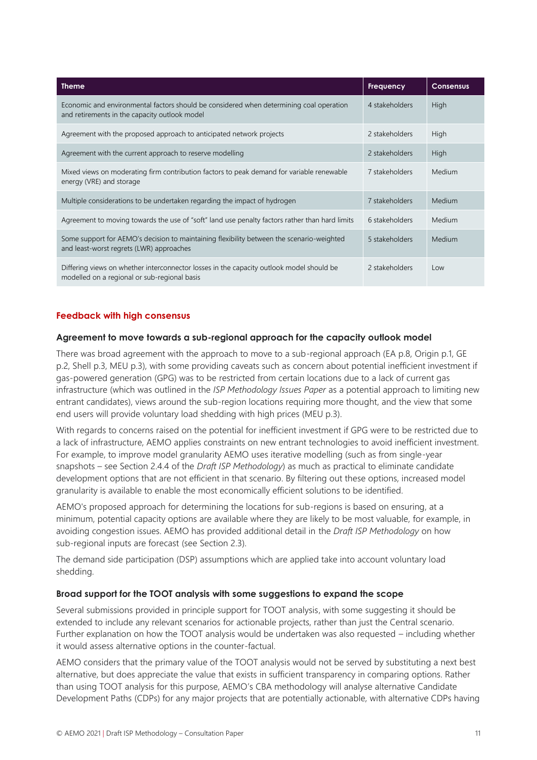| Theme | Frequency | Consensus |
| --- | --- | --- |
| Economic and environmental factors should be considered when determining coal operation and retirements in the capacity outlook model | 4 stakeholders | High |
| Agreement with the proposed approach to anticipated network projects | 2 stakeholders | High |
| Agreement with the current approach to reserve modelling | 2 stakeholders | High |
| Mixed views on moderating firm contribution factors to peak demand for variable renewable energy (VRE) and storage | 7 stakeholders | Medium |
| Multiple considerations to be undertaken regarding the impact of hydrogen | 7 stakeholders | Medium |
| Agreement to moving towards the use of "soft" land use penalty factors rather than hard limits | 6 stakeholders | Medium |
| Some support for AEMO's decision to maintaining flexibility between the scenario-weighted and least-worst regrets (LWR) approaches | 5 stakeholders | Medium |
| Differing views on whether interconnector losses in the capacity outlook model should be modelled on a regional or sub-regional basis | 2 stakeholders | Low |

## Feedback with high consensus

### Agreement to move towards a sub-regional approach for the capacity outlook model

There was broad agreement with the approach to move to a sub-regional approach (EA p.8, Origin p.1, GE p.2, Shell p.3, MEU p.3), with some providing caveats such as concern about potential inefficient investment if gas-powered generation (GPG) was to be restricted from certain locations due to a lack of current gas infrastructure (which was outlined in the *ISP Methodology Issues Paper* as a potential approach to limiting new entrant candidates), views around the sub-region locations requiring more thought, and the view that some end users will provide voluntary load shedding with high prices (MEU p.3).

With regards to concerns raised on the potential for inefficient investment if GPG were to be restricted due to a lack of infrastructure, AEMO applies constraints on new entrant technologies to avoid inefficient investment. For example, to improve model granularity AEMO uses iterative modelling (such as from single-year snapshots – see Section 2.4.4 of the *Draft ISP Methodology*) as much as practical to eliminate candidate development options that are not efficient in that scenario. By filtering out these options, increased model granularity is available to enable the most economically efficient solutions to be identified.

AEMO's proposed approach for determining the locations for sub-regions is based on ensuring, at a minimum, potential capacity options are available where they are likely to be most valuable, for example, in avoiding congestion issues. AEMO has provided additional detail in the *Draft ISP Methodology* on how sub-regional inputs are forecast (see Section 2.3).

The demand side participation (DSP) assumptions which are applied take into account voluntary load shedding.

### Broad support for the TOOT analysis with some suggestions to expand the scope

Several submissions provided in principle support for TOOT analysis, with some suggesting it should be extended to include any relevant scenarios for actionable projects, rather than just the Central scenario. Further explanation on how the TOOT analysis would be undertaken was also requested – including whether it would assess alternative options in the counter-factual.

AEMO considers that the primary value of the TOOT analysis would not be served by substituting a next best alternative, but does appreciate the value that exists in sufficient transparency in comparing options. Rather than using TOOT analysis for this purpose, AEMO's CBA methodology will analyse alternative Candidate Development Paths (CDPs) for any major projects that are potentially actionable, with alternative CDPs having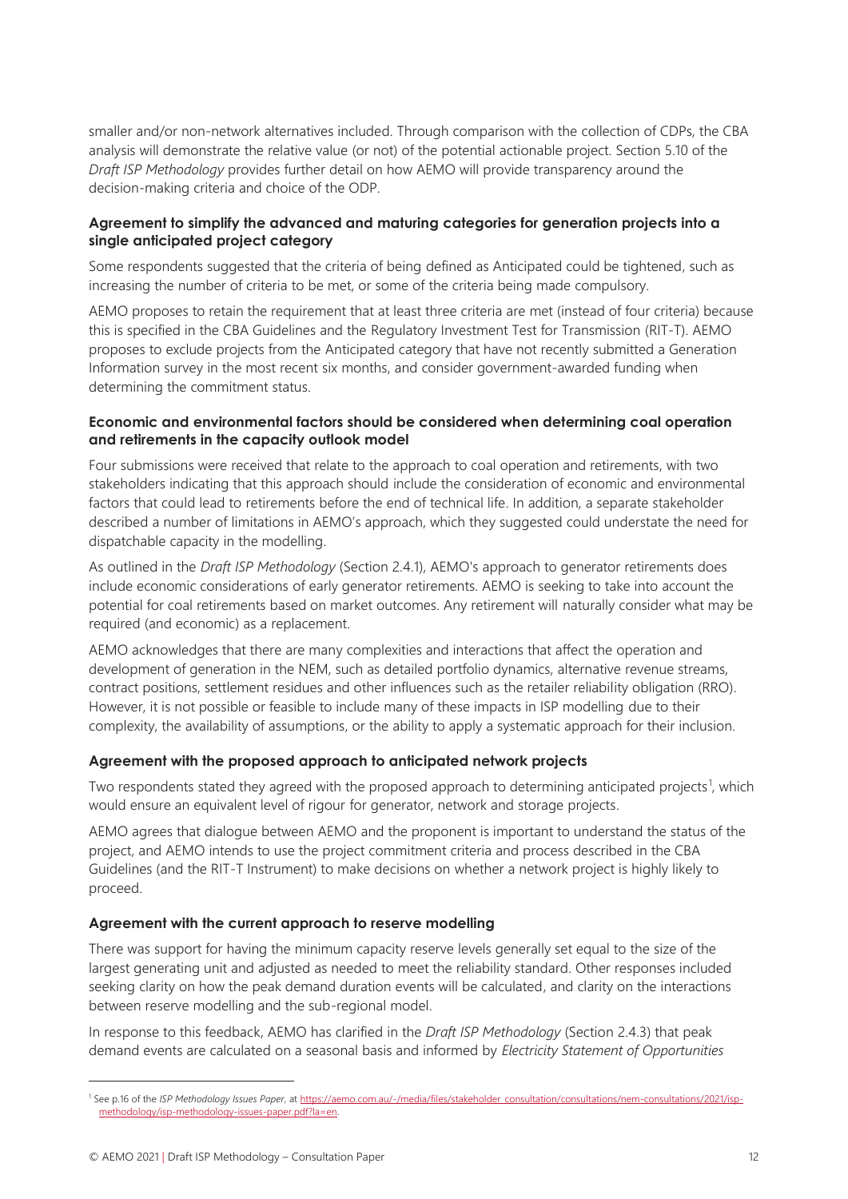smaller and/or non-network alternatives included. Through comparison with the collection of CDPs, the CBA analysis will demonstrate the relative value (or not) of the potential actionable project. Section 5.10 of the *Draft ISP Methodology* provides further detail on how AEMO will provide transparency around the decision-making criteria and choice of the ODP.

#### Agreement to simplify the advanced and maturing categories for generation projects into a single anticipated project category

Some respondents suggested that the criteria of being defined as Anticipated could be tightened, such as increasing the number of criteria to be met, or some of the criteria being made compulsory.

AEMO proposes to retain the requirement that at least three criteria are met (instead of four criteria) because this is specified in the CBA Guidelines and the Regulatory Investment Test for Transmission (RIT-T). AEMO proposes to exclude projects from the Anticipated category that have not recently submitted a Generation Information survey in the most recent six months, and consider government-awarded funding when determining the commitment status.

#### Economic and environmental factors should be considered when determining coal operation and retirements in the capacity outlook model

Four submissions were received that relate to the approach to coal operation and retirements, with two stakeholders indicating that this approach should include the consideration of economic and environmental factors that could lead to retirements before the end of technical life. In addition, a separate stakeholder described a number of limitations in AEMO's approach, which they suggested could understate the need for dispatchable capacity in the modelling.

As outlined in the *Draft ISP Methodology* (Section 2.4.1), AEMO's approach to generator retirements does include economic considerations of early generator retirements. AEMO is seeking to take into account the potential for coal retirements based on market outcomes. Any retirement will naturally consider what may be required (and economic) as a replacement.

AEMO acknowledges that there are many complexities and interactions that affect the operation and development of generation in the NEM, such as detailed portfolio dynamics, alternative revenue streams, contract positions, settlement residues and other influences such as the retailer reliability obligation (RRO). However, it is not possible or feasible to include many of these impacts in ISP modelling due to their complexity, the availability of assumptions, or the ability to apply a systematic approach for their inclusion.

#### Agreement with the proposed approach to anticipated network projects

Two respondents stated they agreed with the proposed approach to determining anticipated projects[1], which would ensure an equivalent level of rigour for generator, network and storage projects.

AEMO agrees that dialogue between AEMO and the proponent is important to understand the status of the project, and AEMO intends to use the project commitment criteria and process described in the CBA Guidelines (and the RIT-T Instrument) to make decisions on whether a network project is highly likely to proceed.

#### Agreement with the current approach to reserve modelling

There was support for having the minimum capacity reserve levels generally set equal to the size of the largest generating unit and adjusted as needed to meet the reliability standard. Other responses included seeking clarity on how the peak demand duration events will be calculated, and clarity on the interactions between reserve modelling and the sub-regional model.

In response to this feedback, AEMO has clarified in the *Draft ISP Methodology* (Section 2.4.3) that peak demand events are calculated on a seasonal basis and informed by *Electricity Statement of Opportunities*

---

[1] See p.16 of the *ISP Methodology Issues Paper*, at https://aemo.com.au/-/media/files/stakeholder_consultation/consultations/nem-consultations/2021/isp-methodology/isp-methodology-issues-paper.pdf?la=en.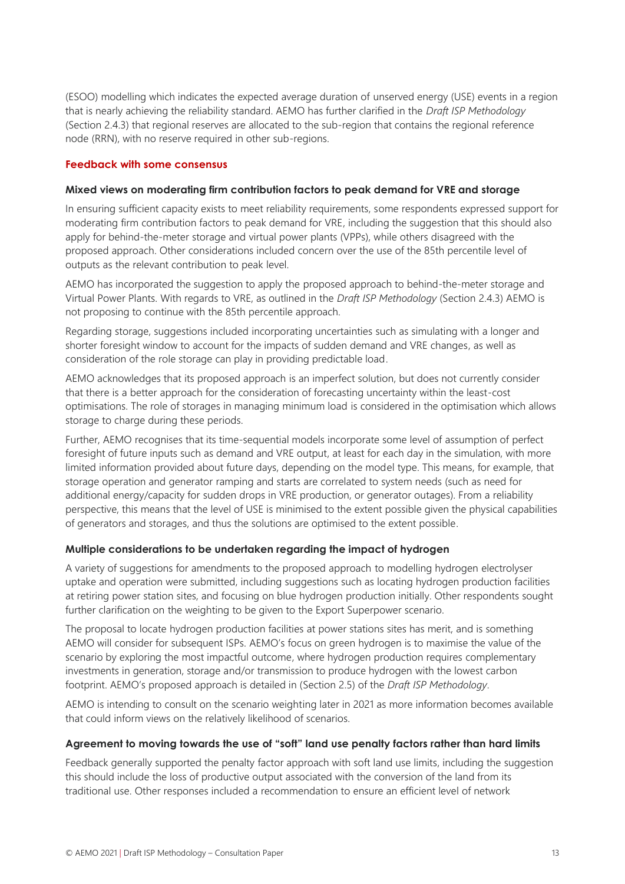(ESOO) modelling which indicates the expected average duration of unserved energy (USE) events in a region that is nearly achieving the reliability standard. AEMO has further clarified in the *Draft ISP Methodology* (Section 2.4.3) that regional reserves are allocated to the sub-region that contains the regional reference node (RRN), with no reserve required in other sub-regions.

## Feedback with some consensus

### Mixed views on moderating firm contribution factors to peak demand for VRE and storage

In ensuring sufficient capacity exists to meet reliability requirements, some respondents expressed support for moderating firm contribution factors to peak demand for VRE, including the suggestion that this should also apply for behind-the-meter storage and virtual power plants (VPPs), while others disagreed with the proposed approach. Other considerations included concern over the use of the 85th percentile level of outputs as the relevant contribution to peak level.

AEMO has incorporated the suggestion to apply the proposed approach to behind-the-meter storage and Virtual Power Plants. With regards to VRE, as outlined in the *Draft ISP Methodology* (Section 2.4.3) AEMO is not proposing to continue with the 85th percentile approach.

Regarding storage, suggestions included incorporating uncertainties such as simulating with a longer and shorter foresight window to account for the impacts of sudden demand and VRE changes, as well as consideration of the role storage can play in providing predictable load.

AEMO acknowledges that its proposed approach is an imperfect solution, but does not currently consider that there is a better approach for the consideration of forecasting uncertainty within the least-cost optimisations. The role of storages in managing minimum load is considered in the optimisation which allows storage to charge during these periods.

Further, AEMO recognises that its time-sequential models incorporate some level of assumption of perfect foresight of future inputs such as demand and VRE output, at least for each day in the simulation, with more limited information provided about future days, depending on the model type. This means, for example, that storage operation and generator ramping and starts are correlated to system needs (such as need for additional energy/capacity for sudden drops in VRE production, or generator outages). From a reliability perspective, this means that the level of USE is minimised to the extent possible given the physical capabilities of generators and storages, and thus the solutions are optimised to the extent possible.

### Multiple considerations to be undertaken regarding the impact of hydrogen

A variety of suggestions for amendments to the proposed approach to modelling hydrogen electrolyser uptake and operation were submitted, including suggestions such as locating hydrogen production facilities at retiring power station sites, and focusing on blue hydrogen production initially. Other respondents sought further clarification on the weighting to be given to the Export Superpower scenario.

The proposal to locate hydrogen production facilities at power stations sites has merit, and is something AEMO will consider for subsequent ISPs. AEMO's focus on green hydrogen is to maximise the value of the scenario by exploring the most impactful outcome, where hydrogen production requires complementary investments in generation, storage and/or transmission to produce hydrogen with the lowest carbon footprint. AEMO's proposed approach is detailed in (Section 2.5) of the *Draft ISP Methodology*.

AEMO is intending to consult on the scenario weighting later in 2021 as more information becomes available that could inform views on the relatively likelihood of scenarios.

### Agreement to moving towards the use of "soft" land use penalty factors rather than hard limits

Feedback generally supported the penalty factor approach with soft land use limits, including the suggestion this should include the loss of productive output associated with the conversion of the land from its traditional use. Other responses included a recommendation to ensure an efficient level of network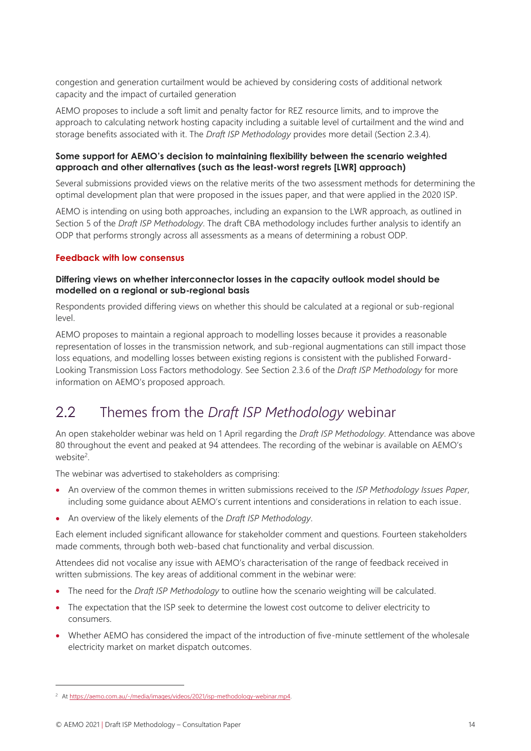congestion and generation curtailment would be achieved by considering costs of additional network capacity and the impact of curtailed generation

AEMO proposes to include a soft limit and penalty factor for REZ resource limits, and to improve the approach to calculating network hosting capacity including a suitable level of curtailment and the wind and storage benefits associated with it. The *Draft ISP Methodology* provides more detail (Section 2.3.4).

#### Some support for AEMO's decision to maintaining flexibility between the scenario weighted approach and other alternatives (such as the least-worst regrets [LWR] approach)

Several submissions provided views on the relative merits of the two assessment methods for determining the optimal development plan that were proposed in the issues paper, and that were applied in the 2020 ISP.

AEMO is intending on using both approaches, including an expansion to the LWR approach, as outlined in Section 5 of the *Draft ISP Methodology*. The draft CBA methodology includes further analysis to identify an ODP that performs strongly across all assessments as a means of determining a robust ODP.

### Feedback with low consensus

#### Differing views on whether interconnector losses in the capacity outlook model should be modelled on a regional or sub-regional basis

Respondents provided differing views on whether this should be calculated at a regional or sub-regional level.

AEMO proposes to maintain a regional approach to modelling losses because it provides a reasonable representation of losses in the transmission network, and sub-regional augmentations can still impact those loss equations, and modelling losses between existing regions is consistent with the published Forward-Looking Transmission Loss Factors methodology. See Section 2.3.6 of the *Draft ISP Methodology* for more information on AEMO's proposed approach.

## 2.2 Themes from the *Draft ISP Methodology* webinar

An open stakeholder webinar was held on 1 April regarding the *Draft ISP Methodology*. Attendance was above 80 throughout the event and peaked at 94 attendees. The recording of the webinar is available on AEMO's website[2].

The webinar was advertised to stakeholders as comprising:

- An overview of the common themes in written submissions received to the *ISP Methodology Issues Paper*, including some guidance about AEMO's current intentions and considerations in relation to each issue.
- An overview of the likely elements of the *Draft ISP Methodology*.

Each element included significant allowance for stakeholder comment and questions. Fourteen stakeholders made comments, through both web-based chat functionality and verbal discussion.

Attendees did not vocalise any issue with AEMO's characterisation of the range of feedback received in written submissions. The key areas of additional comment in the webinar were:

- The need for the *Draft ISP Methodology* to outline how the scenario weighting will be calculated.
- The expectation that the ISP seek to determine the lowest cost outcome to deliver electricity to consumers.
- Whether AEMO has considered the impact of the introduction of five-minute settlement of the wholesale electricity market on market dispatch outcomes.

[2] At https://aemo.com.au/-/media/images/videos/2021/isp-methodology-webinar.mp4.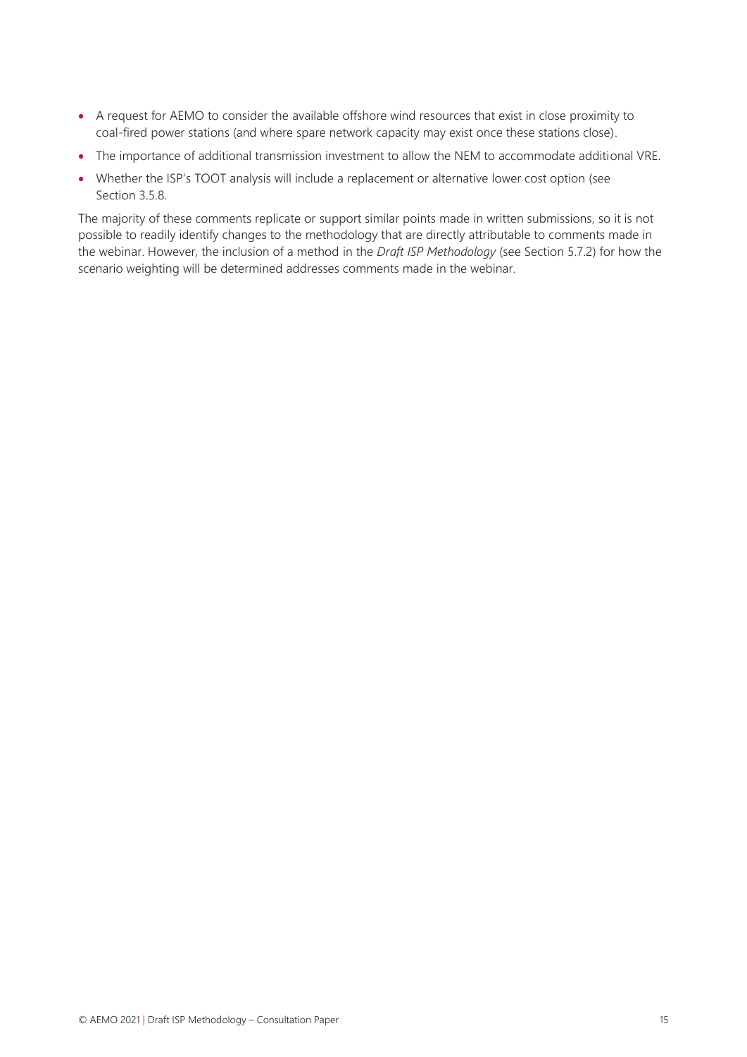- A request for AEMO to consider the available offshore wind resources that exist in close proximity to coal-fired power stations (and where spare network capacity may exist once these stations close).
- The importance of additional transmission investment to allow the NEM to accommodate additional VRE.
- Whether the ISP's TOOT analysis will include a replacement or alternative lower cost option (see Section 3.5.8.

The majority of these comments replicate or support similar points made in written submissions, so it is not possible to readily identify changes to the methodology that are directly attributable to comments made in the webinar. However, the inclusion of a method in the *Draft ISP Methodology* (see Section 5.7.2) for how the scenario weighting will be determined addresses comments made in the webinar.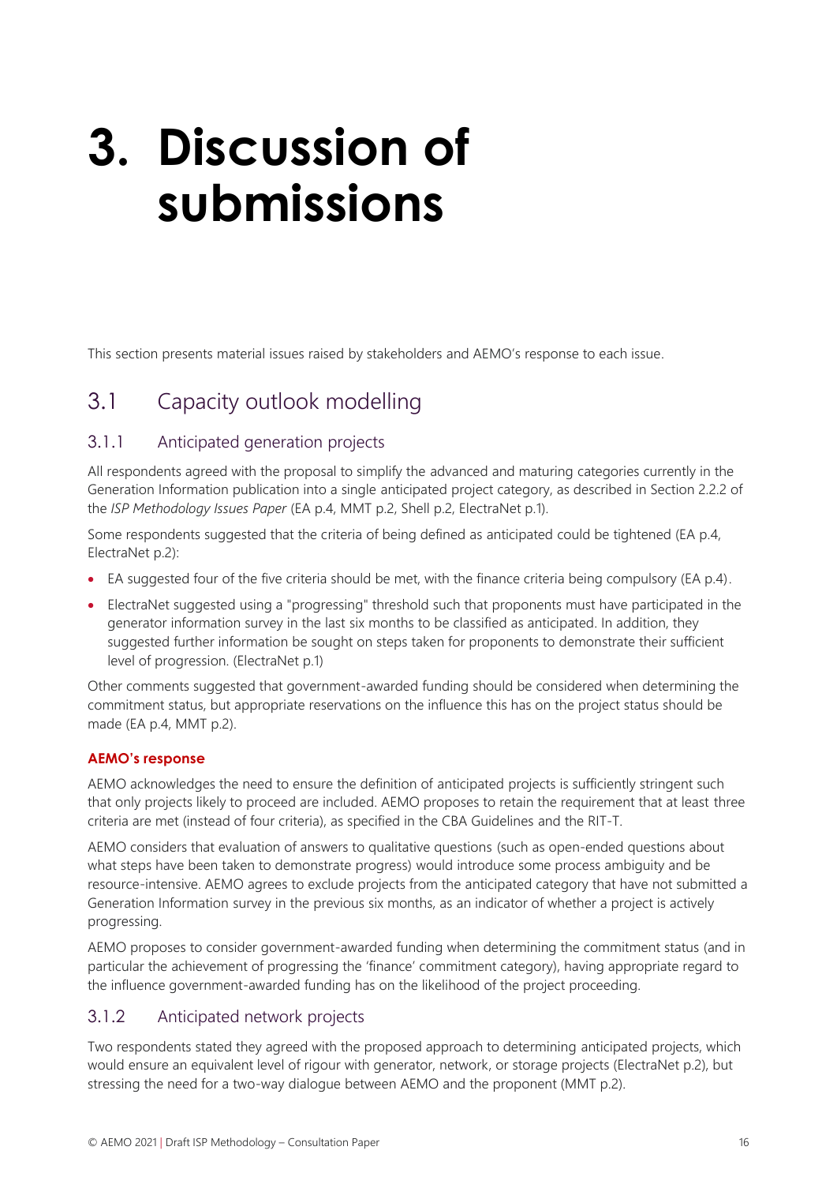# 3. Discussion of submissions

This section presents material issues raised by stakeholders and AEMO's response to each issue.

## 3.1 Capacity outlook modelling

### 3.1.1 Anticipated generation projects

All respondents agreed with the proposal to simplify the advanced and maturing categories currently in the Generation Information publication into a single anticipated project category, as described in Section 2.2.2 of the *ISP Methodology Issues Paper* (EA p.4, MMT p.2, Shell p.2, ElectraNet p.1).

Some respondents suggested that the criteria of being defined as anticipated could be tightened (EA p.4, ElectraNet p.2):

- EA suggested four of the five criteria should be met, with the finance criteria being compulsory (EA p.4).
- ElectraNet suggested using a "progressing" threshold such that proponents must have participated in the generator information survey in the last six months to be classified as anticipated. In addition, they suggested further information be sought on steps taken for proponents to demonstrate their sufficient level of progression. (ElectraNet p.1)

Other comments suggested that government-awarded funding should be considered when determining the commitment status, but appropriate reservations on the influence this has on the project status should be made (EA p.4, MMT p.2).

**AEMO's response**

AEMO acknowledges the need to ensure the definition of anticipated projects is sufficiently stringent such that only projects likely to proceed are included. AEMO proposes to retain the requirement that at least three criteria are met (instead of four criteria), as specified in the CBA Guidelines and the RIT-T.

AEMO considers that evaluation of answers to qualitative questions (such as open-ended questions about what steps have been taken to demonstrate progress) would introduce some process ambiguity and be resource-intensive. AEMO agrees to exclude projects from the anticipated category that have not submitted a Generation Information survey in the previous six months, as an indicator of whether a project is actively progressing.

AEMO proposes to consider government-awarded funding when determining the commitment status (and in particular the achievement of progressing the 'finance' commitment category), having appropriate regard to the influence government-awarded funding has on the likelihood of the project proceeding.

### 3.1.2 Anticipated network projects

Two respondents stated they agreed with the proposed approach to determining anticipated projects, which would ensure an equivalent level of rigour with generator, network, or storage projects (ElectraNet p.2), but stressing the need for a two-way dialogue between AEMO and the proponent (MMT p.2).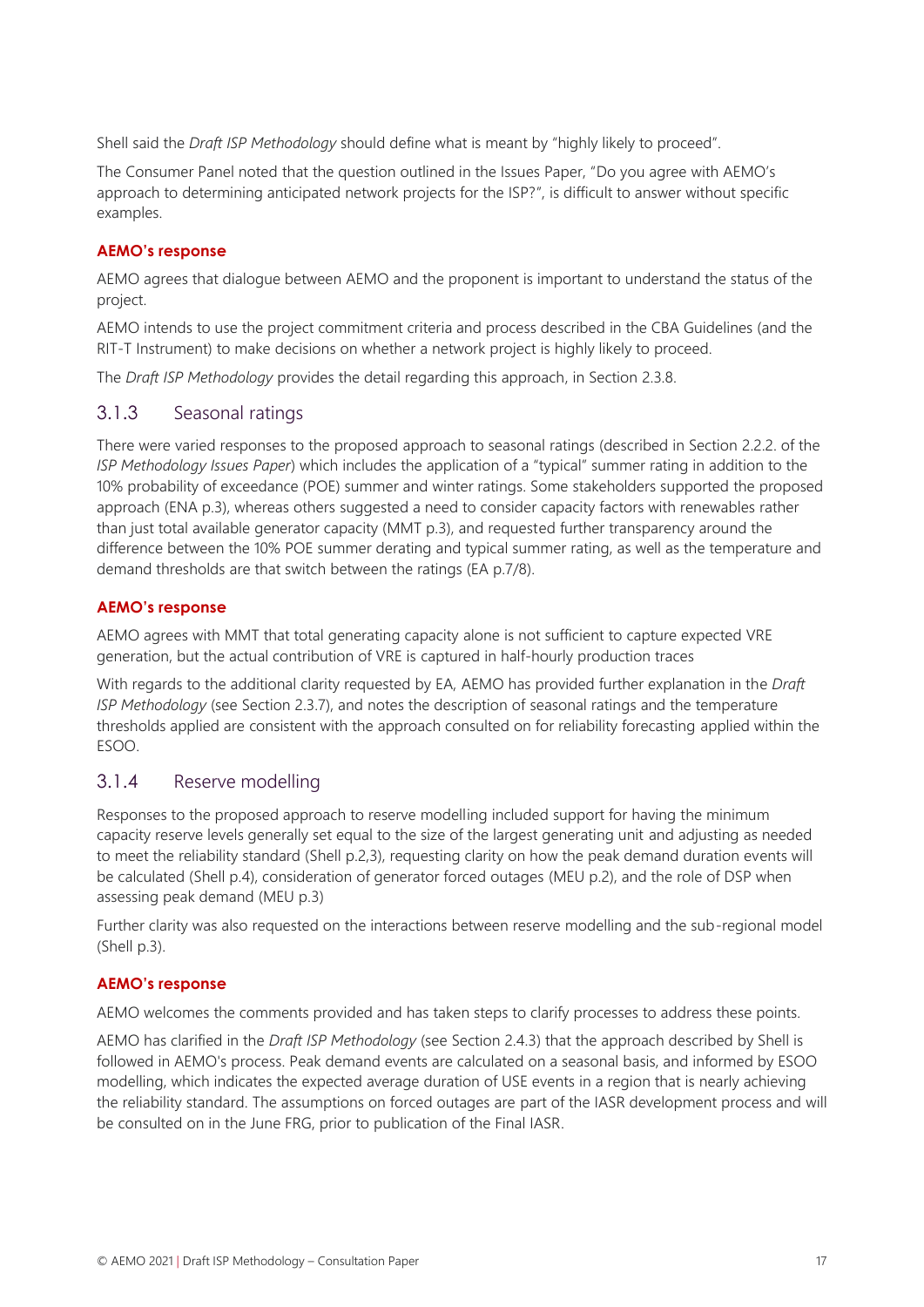Shell said the *Draft ISP Methodology* should define what is meant by "highly likely to proceed".

The Consumer Panel noted that the question outlined in the Issues Paper, "Do you agree with AEMO's approach to determining anticipated network projects for the ISP?", is difficult to answer without specific examples.

**AEMO's response**

AEMO agrees that dialogue between AEMO and the proponent is important to understand the status of the project.

AEMO intends to use the project commitment criteria and process described in the CBA Guidelines (and the RIT-T Instrument) to make decisions on whether a network project is highly likely to proceed.

The *Draft ISP Methodology* provides the detail regarding this approach, in Section 2.3.8.

### 3.1.3 Seasonal ratings

There were varied responses to the proposed approach to seasonal ratings (described in Section 2.2.2. of the *ISP Methodology Issues Paper*) which includes the application of a "typical" summer rating in addition to the 10% probability of exceedance (POE) summer and winter ratings. Some stakeholders supported the proposed approach (ENA p.3), whereas others suggested a need to consider capacity factors with renewables rather than just total available generator capacity (MMT p.3), and requested further transparency around the difference between the 10% POE summer derating and typical summer rating, as well as the temperature and demand thresholds are that switch between the ratings (EA p.7/8).

**AEMO's response**

AEMO agrees with MMT that total generating capacity alone is not sufficient to capture expected VRE generation, but the actual contribution of VRE is captured in half-hourly production traces

With regards to the additional clarity requested by EA, AEMO has provided further explanation in the *Draft ISP Methodology* (see Section 2.3.7), and notes the description of seasonal ratings and the temperature thresholds applied are consistent with the approach consulted on for reliability forecasting applied within the ESOO.

### 3.1.4 Reserve modelling

Responses to the proposed approach to reserve modelling included support for having the minimum capacity reserve levels generally set equal to the size of the largest generating unit and adjusting as needed to meet the reliability standard (Shell p.2,3), requesting clarity on how the peak demand duration events will be calculated (Shell p.4), consideration of generator forced outages (MEU p.2), and the role of DSP when assessing peak demand (MEU p.3)

Further clarity was also requested on the interactions between reserve modelling and the sub-regional model (Shell p.3).

**AEMO's response**

AEMO welcomes the comments provided and has taken steps to clarify processes to address these points.

AEMO has clarified in the *Draft ISP Methodology* (see Section 2.4.3) that the approach described by Shell is followed in AEMO's process. Peak demand events are calculated on a seasonal basis, and informed by ESOO modelling, which indicates the expected average duration of USE events in a region that is nearly achieving the reliability standard. The assumptions on forced outages are part of the IASR development process and will be consulted on in the June FRG, prior to publication of the Final IASR.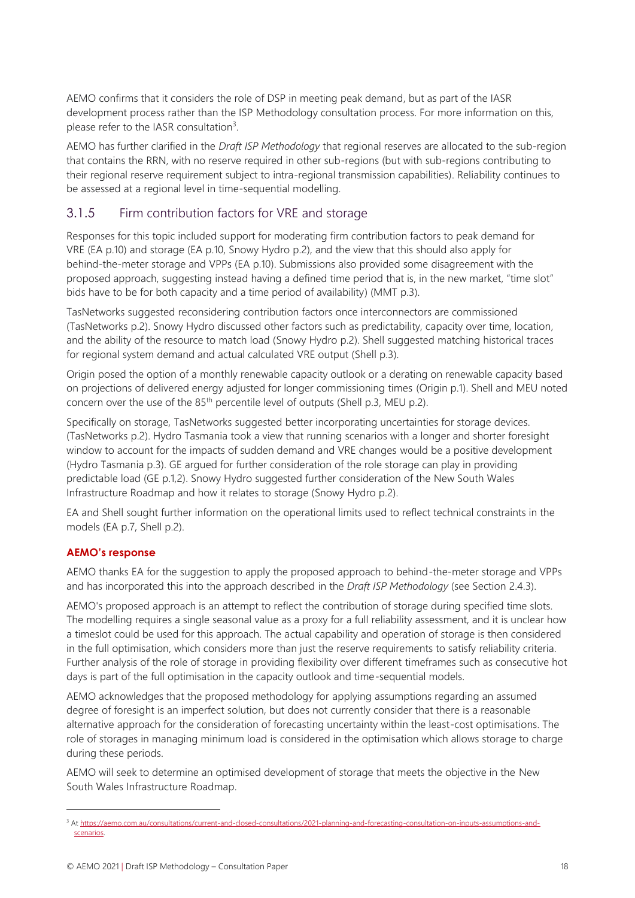AEMO confirms that it considers the role of DSP in meeting peak demand, but as part of the IASR development process rather than the ISP Methodology consultation process. For more information on this, please refer to the IASR consultation[3].

AEMO has further clarified in the *Draft ISP Methodology* that regional reserves are allocated to the sub-region that contains the RRN, with no reserve required in other sub-regions (but with sub-regions contributing to their regional reserve requirement subject to intra-regional transmission capabilities). Reliability continues to be assessed at a regional level in time-sequential modelling.

### 3.1.5 Firm contribution factors for VRE and storage

Responses for this topic included support for moderating firm contribution factors to peak demand for VRE (EA p.10) and storage (EA p.10, Snowy Hydro p.2), and the view that this should also apply for behind-the-meter storage and VPPs (EA p.10). Submissions also provided some disagreement with the proposed approach, suggesting instead having a defined time period that is, in the new market, "time slot" bids have to be for both capacity and a time period of availability) (MMT p.3).

TasNetworks suggested reconsidering contribution factors once interconnectors are commissioned (TasNetworks p.2). Snowy Hydro discussed other factors such as predictability, capacity over time, location, and the ability of the resource to match load (Snowy Hydro p.2). Shell suggested matching historical traces for regional system demand and actual calculated VRE output (Shell p.3).

Origin posed the option of a monthly renewable capacity outlook or a derating on renewable capacity based on projections of delivered energy adjusted for longer commissioning times (Origin p.1). Shell and MEU noted concern over the use of the 85th percentile level of outputs (Shell p.3, MEU p.2).

Specifically on storage, TasNetworks suggested better incorporating uncertainties for storage devices. (TasNetworks p.2). Hydro Tasmania took a view that running scenarios with a longer and shorter foresight window to account for the impacts of sudden demand and VRE changes would be a positive development (Hydro Tasmania p.3). GE argued for further consideration of the role storage can play in providing predictable load (GE p.1,2). Snowy Hydro suggested further consideration of the New South Wales Infrastructure Roadmap and how it relates to storage (Snowy Hydro p.2).

EA and Shell sought further information on the operational limits used to reflect technical constraints in the models (EA p.7, Shell p.2).

#### AEMO's response

AEMO thanks EA for the suggestion to apply the proposed approach to behind-the-meter storage and VPPs and has incorporated this into the approach described in the *Draft ISP Methodology* (see Section 2.4.3).

AEMO's proposed approach is an attempt to reflect the contribution of storage during specified time slots. The modelling requires a single seasonal value as a proxy for a full reliability assessment, and it is unclear how a timeslot could be used for this approach. The actual capability and operation of storage is then considered in the full optimisation, which considers more than just the reserve requirements to satisfy reliability criteria. Further analysis of the role of storage in providing flexibility over different timeframes such as consecutive hot days is part of the full optimisation in the capacity outlook and time-sequential models.

AEMO acknowledges that the proposed methodology for applying assumptions regarding an assumed degree of foresight is an imperfect solution, but does not currently consider that there is a reasonable alternative approach for the consideration of forecasting uncertainty within the least-cost optimisations. The role of storages in managing minimum load is considered in the optimisation which allows storage to charge during these periods.

AEMO will seek to determine an optimised development of storage that meets the objective in the New South Wales Infrastructure Roadmap.

[3] At https://aemo.com.au/consultations/current-and-closed-consultations/2021-planning-and-forecasting-consultation-on-inputs-assumptions-and-scenarios.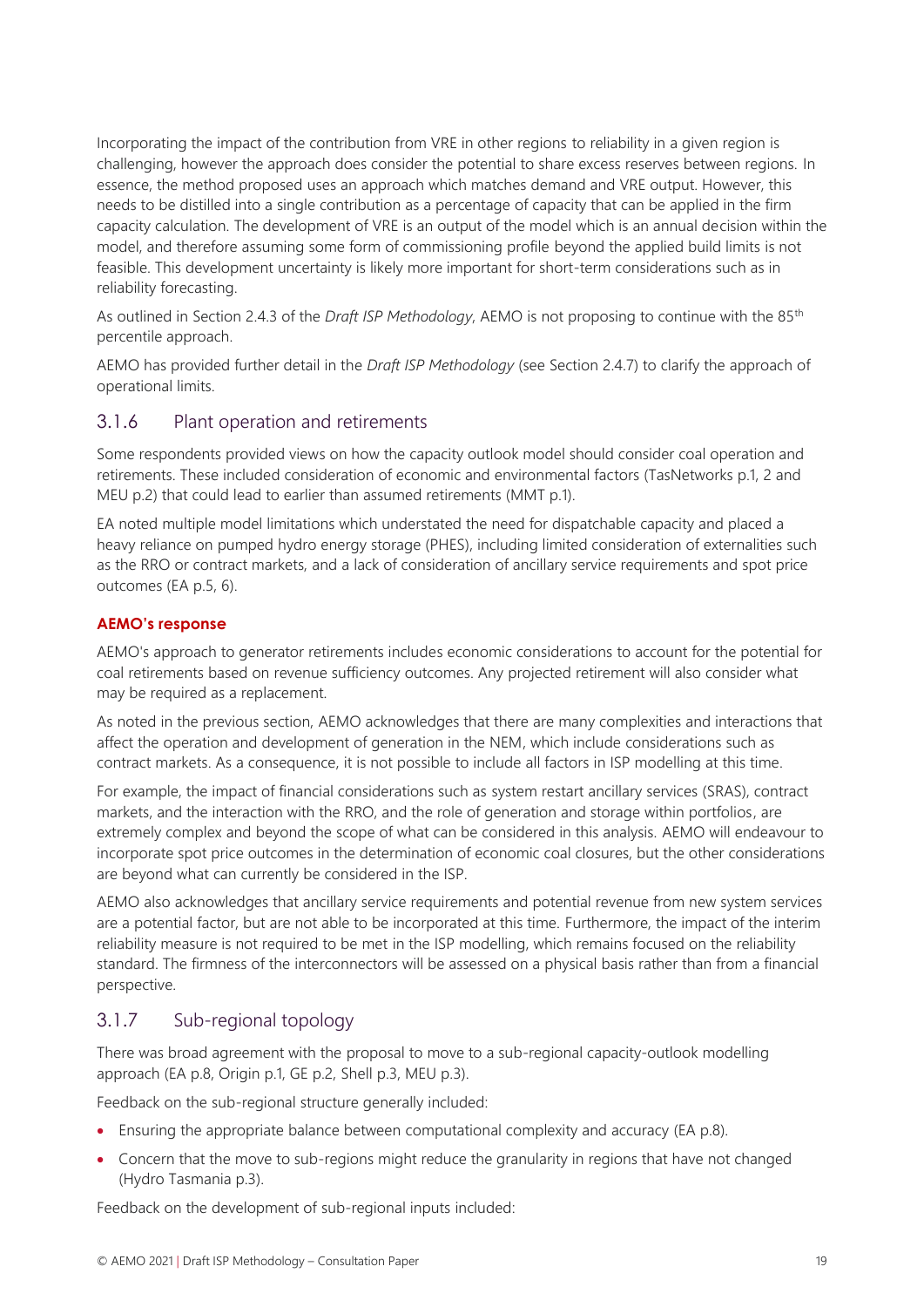Incorporating the impact of the contribution from VRE in other regions to reliability in a given region is challenging, however the approach does consider the potential to share excess reserves between regions. In essence, the method proposed uses an approach which matches demand and VRE output. However, this needs to be distilled into a single contribution as a percentage of capacity that can be applied in the firm capacity calculation. The development of VRE is an output of the model which is an annual decision within the model, and therefore assuming some form of commissioning profile beyond the applied build limits is not feasible. This development uncertainty is likely more important for short-term considerations such as in reliability forecasting.

As outlined in Section 2.4.3 of the *Draft ISP Methodology*, AEMO is not proposing to continue with the 85th percentile approach.

AEMO has provided further detail in the *Draft ISP Methodology* (see Section 2.4.7) to clarify the approach of operational limits.

### 3.1.6 Plant operation and retirements

Some respondents provided views on how the capacity outlook model should consider coal operation and retirements. These included consideration of economic and environmental factors (TasNetworks p.1, 2 and MEU p.2) that could lead to earlier than assumed retirements (MMT p.1).

EA noted multiple model limitations which understated the need for dispatchable capacity and placed a heavy reliance on pumped hydro energy storage (PHES), including limited consideration of externalities such as the RRO or contract markets, and a lack of consideration of ancillary service requirements and spot price outcomes (EA p.5, 6).

**AEMO's response**

AEMO's approach to generator retirements includes economic considerations to account for the potential for coal retirements based on revenue sufficiency outcomes. Any projected retirement will also consider what may be required as a replacement.

As noted in the previous section, AEMO acknowledges that there are many complexities and interactions that affect the operation and development of generation in the NEM, which include considerations such as contract markets. As a consequence, it is not possible to include all factors in ISP modelling at this time.

For example, the impact of financial considerations such as system restart ancillary services (SRAS), contract markets, and the interaction with the RRO, and the role of generation and storage within portfolios, are extremely complex and beyond the scope of what can be considered in this analysis. AEMO will endeavour to incorporate spot price outcomes in the determination of economic coal closures, but the other considerations are beyond what can currently be considered in the ISP.

AEMO also acknowledges that ancillary service requirements and potential revenue from new system services are a potential factor, but are not able to be incorporated at this time. Furthermore, the impact of the interim reliability measure is not required to be met in the ISP modelling, which remains focused on the reliability standard. The firmness of the interconnectors will be assessed on a physical basis rather than from a financial perspective.

### 3.1.7 Sub-regional topology

There was broad agreement with the proposal to move to a sub-regional capacity-outlook modelling approach (EA p.8, Origin p.1, GE p.2, Shell p.3, MEU p.3).

Feedback on the sub-regional structure generally included:

- Ensuring the appropriate balance between computational complexity and accuracy (EA p.8).
- Concern that the move to sub-regions might reduce the granularity in regions that have not changed (Hydro Tasmania p.3).

Feedback on the development of sub-regional inputs included: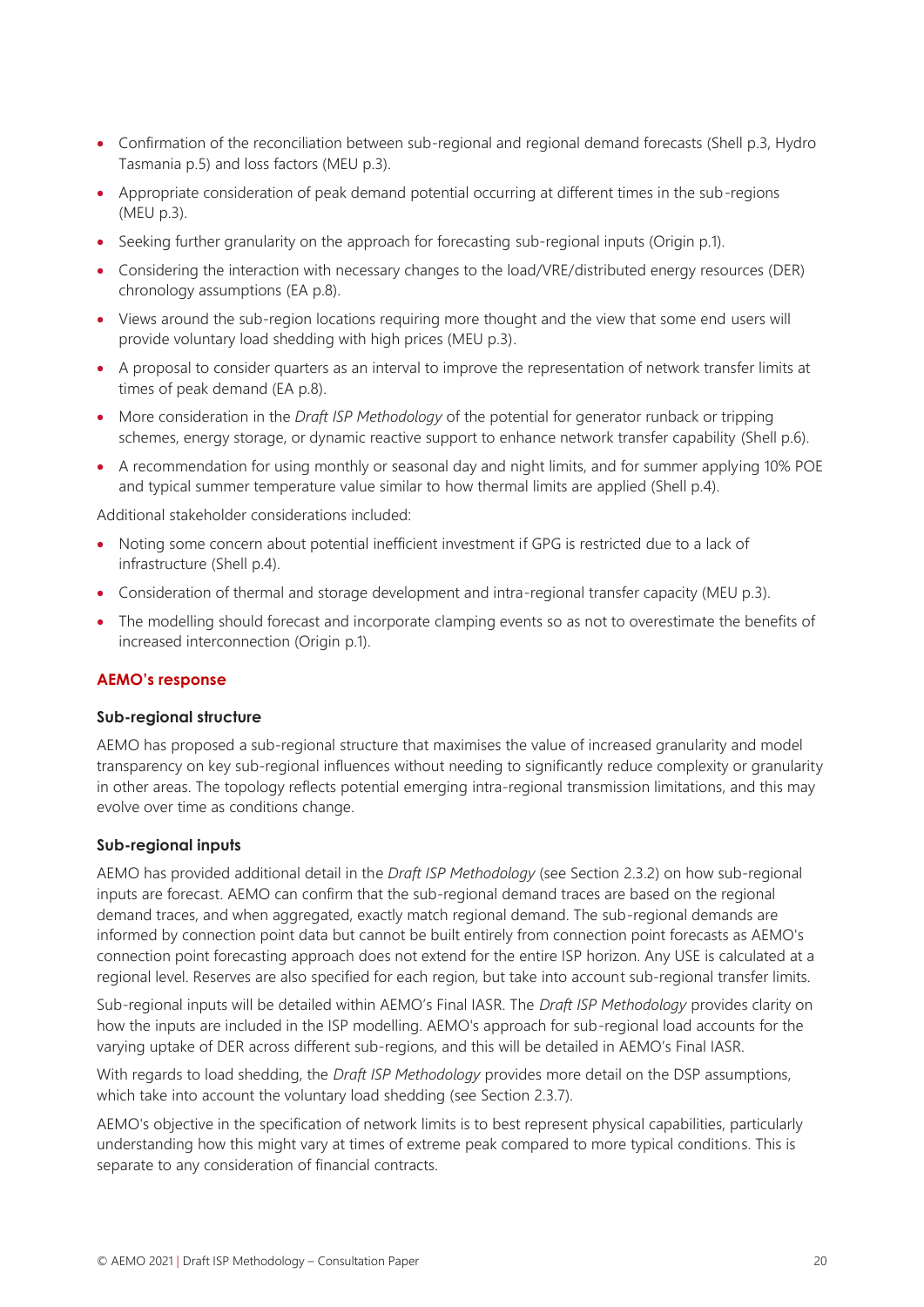- Confirmation of the reconciliation between sub-regional and regional demand forecasts (Shell p.3, Hydro Tasmania p.5) and loss factors (MEU p.3).
- Appropriate consideration of peak demand potential occurring at different times in the sub-regions (MEU p.3).
- Seeking further granularity on the approach for forecasting sub-regional inputs (Origin p.1).
- Considering the interaction with necessary changes to the load/VRE/distributed energy resources (DER) chronology assumptions (EA p.8).
- Views around the sub-region locations requiring more thought and the view that some end users will provide voluntary load shedding with high prices (MEU p.3).
- A proposal to consider quarters as an interval to improve the representation of network transfer limits at times of peak demand (EA p.8).
- More consideration in the *Draft ISP Methodology* of the potential for generator runback or tripping schemes, energy storage, or dynamic reactive support to enhance network transfer capability (Shell p.6).
- A recommendation for using monthly or seasonal day and night limits, and for summer applying 10% POE and typical summer temperature value similar to how thermal limits are applied (Shell p.4).

Additional stakeholder considerations included:

- Noting some concern about potential inefficient investment if GPG is restricted due to a lack of infrastructure (Shell p.4).
- Consideration of thermal and storage development and intra-regional transfer capacity (MEU p.3).
- The modelling should forecast and incorporate clamping events so as not to overestimate the benefits of increased interconnection (Origin p.1).

### AEMO's response

#### Sub-regional structure

AEMO has proposed a sub-regional structure that maximises the value of increased granularity and model transparency on key sub-regional influences without needing to significantly reduce complexity or granularity in other areas. The topology reflects potential emerging intra-regional transmission limitations, and this may evolve over time as conditions change.

#### Sub-regional inputs

AEMO has provided additional detail in the *Draft ISP Methodology* (see Section 2.3.2) on how sub-regional inputs are forecast. AEMO can confirm that the sub-regional demand traces are based on the regional demand traces, and when aggregated, exactly match regional demand. The sub-regional demands are informed by connection point data but cannot be built entirely from connection point forecasts as AEMO's connection point forecasting approach does not extend for the entire ISP horizon. Any USE is calculated at a regional level. Reserves are also specified for each region, but take into account sub-regional transfer limits.

Sub-regional inputs will be detailed within AEMO's Final IASR. The *Draft ISP Methodology* provides clarity on how the inputs are included in the ISP modelling. AEMO's approach for sub-regional load accounts for the varying uptake of DER across different sub-regions, and this will be detailed in AEMO's Final IASR.

With regards to load shedding, the *Draft ISP Methodology* provides more detail on the DSP assumptions, which take into account the voluntary load shedding (see Section 2.3.7).

AEMO's objective in the specification of network limits is to best represent physical capabilities, particularly understanding how this might vary at times of extreme peak compared to more typical conditions. This is separate to any consideration of financial contracts.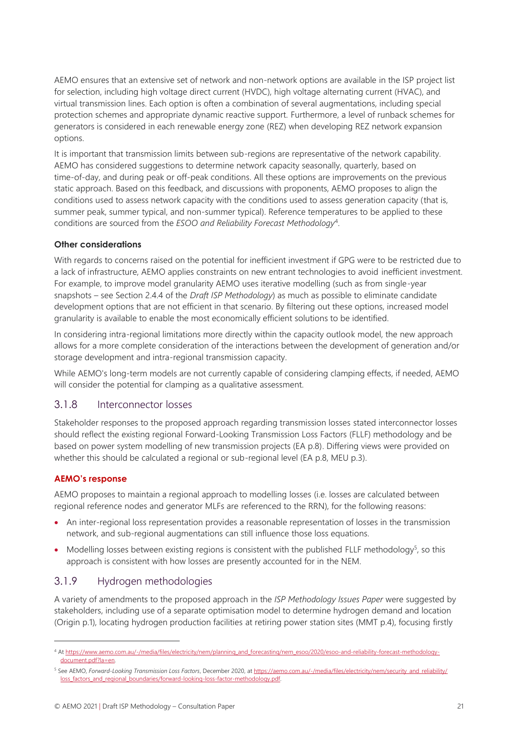AEMO ensures that an extensive set of network and non-network options are available in the ISP project list for selection, including high voltage direct current (HVDC), high voltage alternating current (HVAC), and virtual transmission lines. Each option is often a combination of several augmentations, including special protection schemes and appropriate dynamic reactive support. Furthermore, a level of runback schemes for generators is considered in each renewable energy zone (REZ) when developing REZ network expansion options.

It is important that transmission limits between sub-regions are representative of the network capability. AEMO has considered suggestions to determine network capacity seasonally, quarterly, based on time-of-day, and during peak or off-peak conditions. All these options are improvements on the previous static approach. Based on this feedback, and discussions with proponents, AEMO proposes to align the conditions used to assess network capacity with the conditions used to assess generation capacity (that is, summer peak, summer typical, and non-summer typical). Reference temperatures to be applied to these conditions are sourced from the *ESOO and Reliability Forecast Methodology*[4].

**Other considerations**

With regards to concerns raised on the potential for inefficient investment if GPG were to be restricted due to a lack of infrastructure, AEMO applies constraints on new entrant technologies to avoid inefficient investment. For example, to improve model granularity AEMO uses iterative modelling (such as from single-year snapshots – see Section 2.4.4 of the *Draft ISP Methodology*) as much as possible to eliminate candidate development options that are not efficient in that scenario. By filtering out these options, increased model granularity is available to enable the most economically efficient solutions to be identified.

In considering intra-regional limitations more directly within the capacity outlook model, the new approach allows for a more complete consideration of the interactions between the development of generation and/or storage development and intra-regional transmission capacity.

While AEMO's long-term models are not currently capable of considering clamping effects, if needed, AEMO will consider the potential for clamping as a qualitative assessment.

## 3.1.8 Interconnector losses

Stakeholder responses to the proposed approach regarding transmission losses stated interconnector losses should reflect the existing regional Forward-Looking Transmission Loss Factors (FLLF) methodology and be based on power system modelling of new transmission projects (EA p.8). Differing views were provided on whether this should be calculated a regional or sub-regional level (EA p.8, MEU p.3).

**AEMO's response**

AEMO proposes to maintain a regional approach to modelling losses (i.e. losses are calculated between regional reference nodes and generator MLFs are referenced to the RRN), for the following reasons:

- An inter-regional loss representation provides a reasonable representation of losses in the transmission network, and sub-regional augmentations can still influence those loss equations.
- Modelling losses between existing regions is consistent with the published FLLF methodology[5], so this approach is consistent with how losses are presently accounted for in the NEM.

## 3.1.9 Hydrogen methodologies

A variety of amendments to the proposed approach in the *ISP Methodology Issues Paper* were suggested by stakeholders, including use of a separate optimisation model to determine hydrogen demand and location (Origin p.1), locating hydrogen production facilities at retiring power station sites (MMT p.4), focusing firstly

---

[4] At https://www.aemo.com.au/-/media/files/electricity/nem/planning_and_forecasting/nem_esoo/2020/esoo-and-reliability-forecast-methodology-document.pdf?la=en.

[5] See AEMO, *Forward-Looking Transmission Loss Factors*, December 2020, at https://aemo.com.au/-/media/files/electricity/nem/security_and_reliability/loss_factors_and_regional_boundaries/forward-looking-loss-factor-methodology.pdf.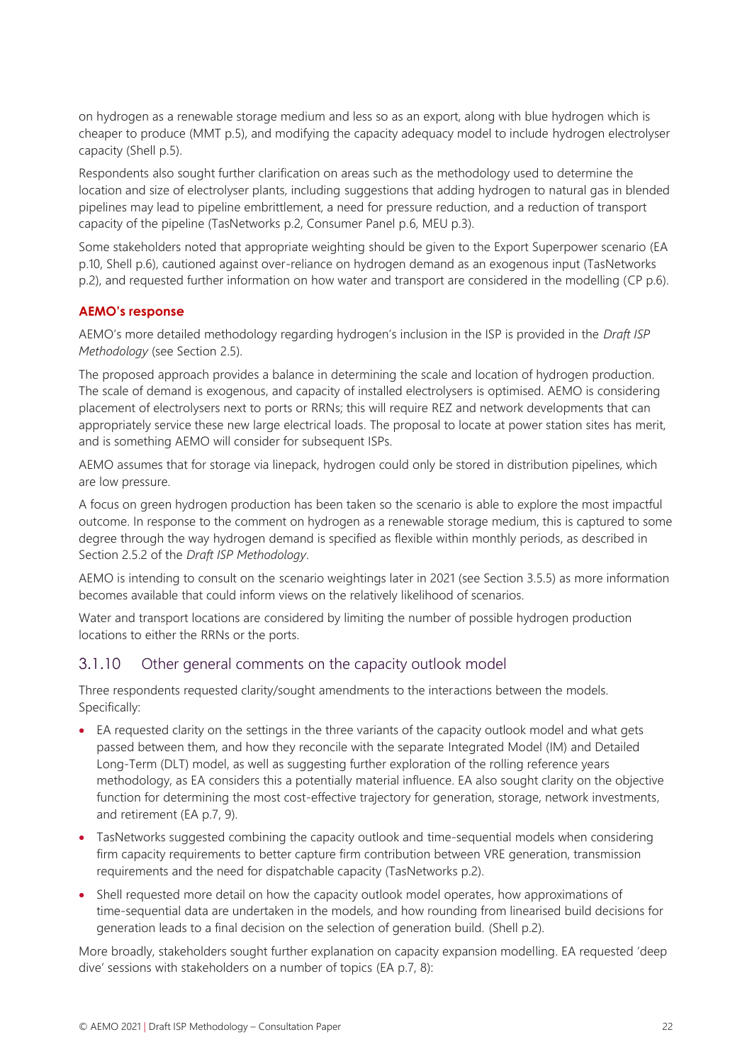on hydrogen as a renewable storage medium and less so as an export, along with blue hydrogen which is cheaper to produce (MMT p.5), and modifying the capacity adequacy model to include hydrogen electrolyser capacity (Shell p.5).

Respondents also sought further clarification on areas such as the methodology used to determine the location and size of electrolyser plants, including suggestions that adding hydrogen to natural gas in blended pipelines may lead to pipeline embrittlement, a need for pressure reduction, and a reduction of transport capacity of the pipeline (TasNetworks p.2, Consumer Panel p.6, MEU p.3).

Some stakeholders noted that appropriate weighting should be given to the Export Superpower scenario (EA p.10, Shell p.6), cautioned against over-reliance on hydrogen demand as an exogenous input (TasNetworks p.2), and requested further information on how water and transport are considered in the modelling (CP p.6).

**AEMO's response**

AEMO's more detailed methodology regarding hydrogen's inclusion in the ISP is provided in the *Draft ISP Methodology* (see Section 2.5).

The proposed approach provides a balance in determining the scale and location of hydrogen production. The scale of demand is exogenous, and capacity of installed electrolysers is optimised. AEMO is considering placement of electrolysers next to ports or RRNs; this will require REZ and network developments that can appropriately service these new large electrical loads. The proposal to locate at power station sites has merit, and is something AEMO will consider for subsequent ISPs.

AEMO assumes that for storage via linepack, hydrogen could only be stored in distribution pipelines, which are low pressure.

A focus on green hydrogen production has been taken so the scenario is able to explore the most impactful outcome. In response to the comment on hydrogen as a renewable storage medium, this is captured to some degree through the way hydrogen demand is specified as flexible within monthly periods, as described in Section 2.5.2 of the *Draft ISP Methodology*.

AEMO is intending to consult on the scenario weightings later in 2021 (see Section 3.5.5) as more information becomes available that could inform views on the relatively likelihood of scenarios.

Water and transport locations are considered by limiting the number of possible hydrogen production locations to either the RRNs or the ports.

### 3.1.10 Other general comments on the capacity outlook model

Three respondents requested clarity/sought amendments to the interactions between the models. Specifically:

- EA requested clarity on the settings in the three variants of the capacity outlook model and what gets passed between them, and how they reconcile with the separate Integrated Model (IM) and Detailed Long-Term (DLT) model, as well as suggesting further exploration of the rolling reference years methodology, as EA considers this a potentially material influence. EA also sought clarity on the objective function for determining the most cost-effective trajectory for generation, storage, network investments, and retirement (EA p.7, 9).
- TasNetworks suggested combining the capacity outlook and time-sequential models when considering firm capacity requirements to better capture firm contribution between VRE generation, transmission requirements and the need for dispatchable capacity (TasNetworks p.2).
- Shell requested more detail on how the capacity outlook model operates, how approximations of time-sequential data are undertaken in the models, and how rounding from linearised build decisions for generation leads to a final decision on the selection of generation build. (Shell p.2).

More broadly, stakeholders sought further explanation on capacity expansion modelling. EA requested 'deep dive' sessions with stakeholders on a number of topics (EA p.7, 8):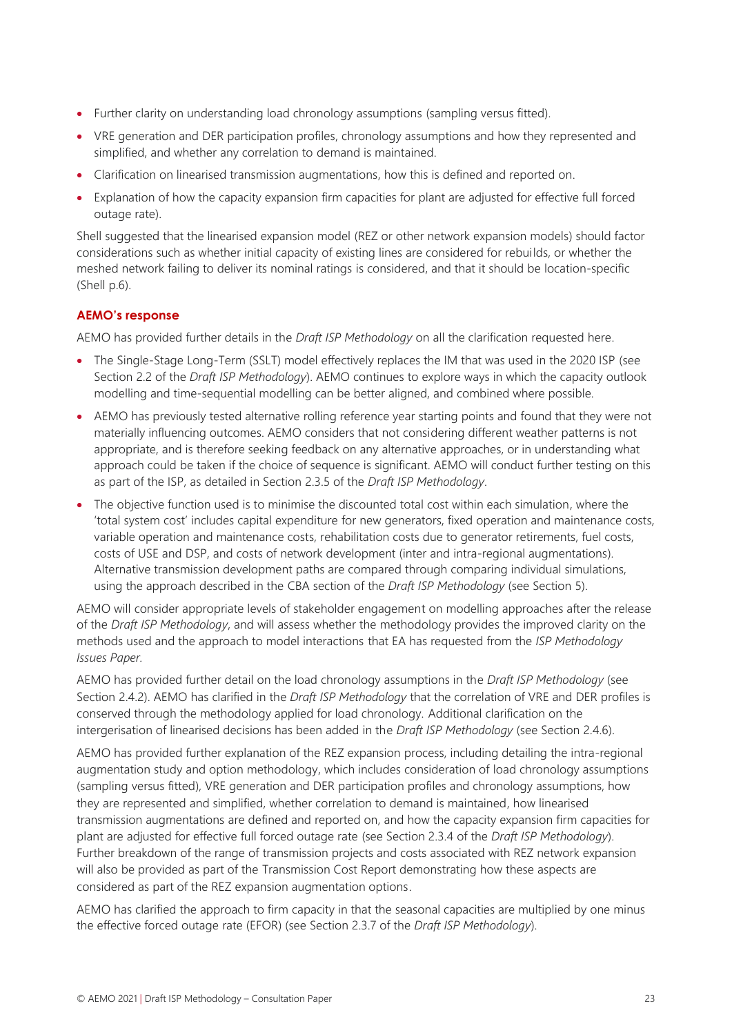- Further clarity on understanding load chronology assumptions (sampling versus fitted).
- VRE generation and DER participation profiles, chronology assumptions and how they represented and simplified, and whether any correlation to demand is maintained.
- Clarification on linearised transmission augmentations, how this is defined and reported on.
- Explanation of how the capacity expansion firm capacities for plant are adjusted for effective full forced outage rate).

Shell suggested that the linearised expansion model (REZ or other network expansion models) should factor considerations such as whether initial capacity of existing lines are considered for rebuilds, or whether the meshed network failing to deliver its nominal ratings is considered, and that it should be location-specific (Shell p.6).

### AEMO's response

AEMO has provided further details in the *Draft ISP Methodology* on all the clarification requested here.

- The Single-Stage Long-Term (SSLT) model effectively replaces the IM that was used in the 2020 ISP (see Section 2.2 of the *Draft ISP Methodology*). AEMO continues to explore ways in which the capacity outlook modelling and time-sequential modelling can be better aligned, and combined where possible.
- AEMO has previously tested alternative rolling reference year starting points and found that they were not materially influencing outcomes. AEMO considers that not considering different weather patterns is not appropriate, and is therefore seeking feedback on any alternative approaches, or in understanding what approach could be taken if the choice of sequence is significant. AEMO will conduct further testing on this as part of the ISP, as detailed in Section 2.3.5 of the *Draft ISP Methodology*.
- The objective function used is to minimise the discounted total cost within each simulation, where the 'total system cost' includes capital expenditure for new generators, fixed operation and maintenance costs, variable operation and maintenance costs, rehabilitation costs due to generator retirements, fuel costs, costs of USE and DSP, and costs of network development (inter and intra-regional augmentations). Alternative transmission development paths are compared through comparing individual simulations, using the approach described in the CBA section of the *Draft ISP Methodology* (see Section 5).

AEMO will consider appropriate levels of stakeholder engagement on modelling approaches after the release of the *Draft ISP Methodology*, and will assess whether the methodology provides the improved clarity on the methods used and the approach to model interactions that EA has requested from the *ISP Methodology Issues Paper*.

AEMO has provided further detail on the load chronology assumptions in the *Draft ISP Methodology* (see Section 2.4.2). AEMO has clarified in the *Draft ISP Methodology* that the correlation of VRE and DER profiles is conserved through the methodology applied for load chronology. Additional clarification on the intergerisation of linearised decisions has been added in the *Draft ISP Methodology* (see Section 2.4.6).

AEMO has provided further explanation of the REZ expansion process, including detailing the intra-regional augmentation study and option methodology, which includes consideration of load chronology assumptions (sampling versus fitted), VRE generation and DER participation profiles and chronology assumptions, how they are represented and simplified, whether correlation to demand is maintained, how linearised transmission augmentations are defined and reported on, and how the capacity expansion firm capacities for plant are adjusted for effective full forced outage rate (see Section 2.3.4 of the *Draft ISP Methodology*). Further breakdown of the range of transmission projects and costs associated with REZ network expansion will also be provided as part of the Transmission Cost Report demonstrating how these aspects are considered as part of the REZ expansion augmentation options.

AEMO has clarified the approach to firm capacity in that the seasonal capacities are multiplied by one minus the effective forced outage rate (EFOR) (see Section 2.3.7 of the *Draft ISP Methodology*).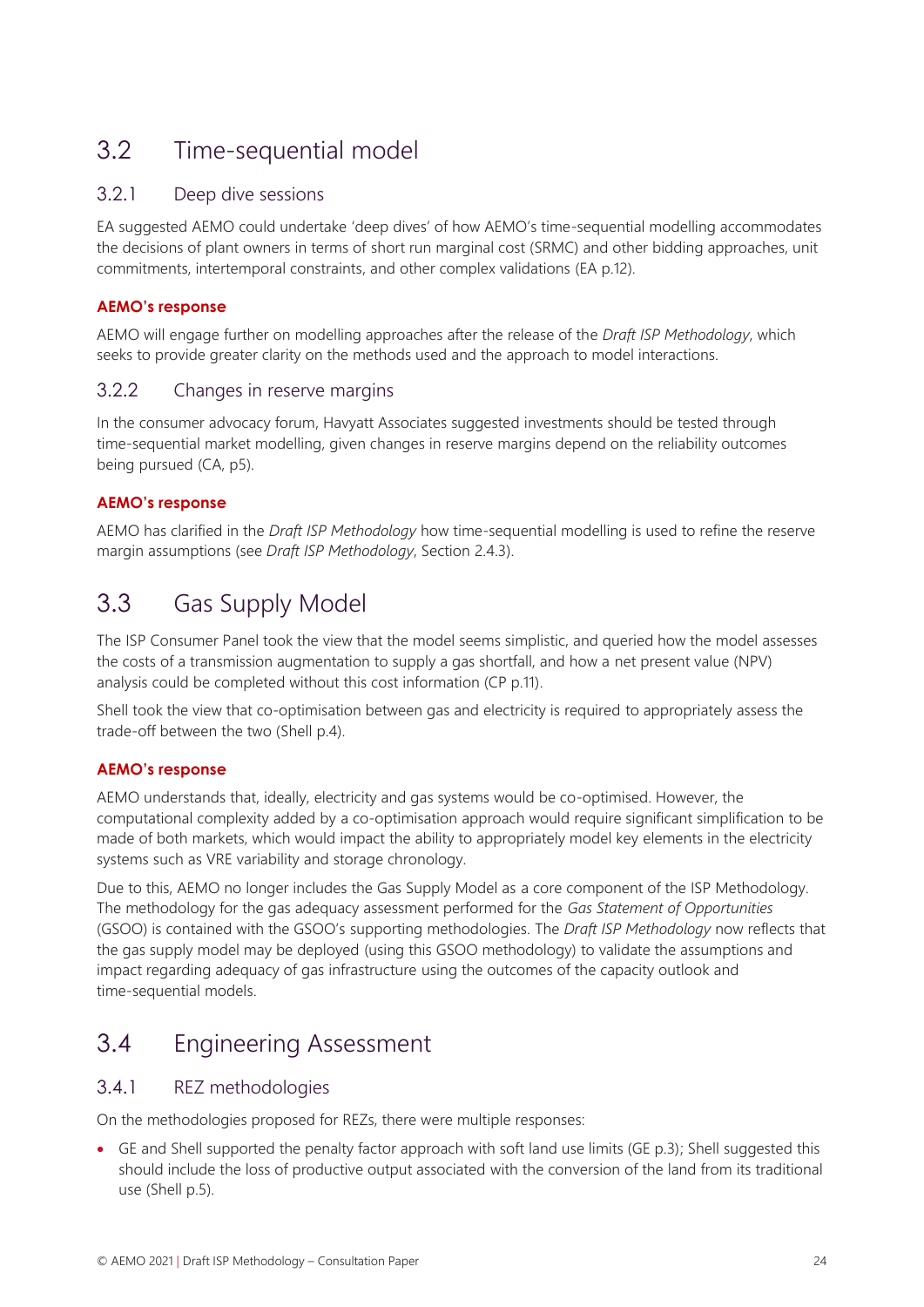## 3.2 Time-sequential model

### 3.2.1 Deep dive sessions

EA suggested AEMO could undertake 'deep dives' of how AEMO's time-sequential modelling accommodates the decisions of plant owners in terms of short run marginal cost (SRMC) and other bidding approaches, unit commitments, intertemporal constraints, and other complex validations (EA p.12).

**AEMO's response**

AEMO will engage further on modelling approaches after the release of the *Draft ISP Methodology*, which seeks to provide greater clarity on the methods used and the approach to model interactions.

### 3.2.2 Changes in reserve margins

In the consumer advocacy forum, Havyatt Associates suggested investments should be tested through time-sequential market modelling, given changes in reserve margins depend on the reliability outcomes being pursued (CA, p5).

**AEMO's response**

AEMO has clarified in the *Draft ISP Methodology* how time-sequential modelling is used to refine the reserve margin assumptions (see *Draft ISP Methodology*, Section 2.4.3).

## 3.3 Gas Supply Model

The ISP Consumer Panel took the view that the model seems simplistic, and queried how the model assesses the costs of a transmission augmentation to supply a gas shortfall, and how a net present value (NPV) analysis could be completed without this cost information (CP p.11).

Shell took the view that co-optimisation between gas and electricity is required to appropriately assess the trade-off between the two (Shell p.4).

**AEMO's response**

AEMO understands that, ideally, electricity and gas systems would be co-optimised. However, the computational complexity added by a co-optimisation approach would require significant simplification to be made of both markets, which would impact the ability to appropriately model key elements in the electricity systems such as VRE variability and storage chronology.

Due to this, AEMO no longer includes the Gas Supply Model as a core component of the ISP Methodology. The methodology for the gas adequacy assessment performed for the *Gas Statement of Opportunities* (GSOO) is contained with the GSOO's supporting methodologies. The *Draft ISP Methodology* now reflects that the gas supply model may be deployed (using this GSOO methodology) to validate the assumptions and impact regarding adequacy of gas infrastructure using the outcomes of the capacity outlook and time-sequential models.

## 3.4 Engineering Assessment

### 3.4.1 REZ methodologies

On the methodologies proposed for REZs, there were multiple responses:

- GE and Shell supported the penalty factor approach with soft land use limits (GE p.3); Shell suggested this should include the loss of productive output associated with the conversion of the land from its traditional use (Shell p.5).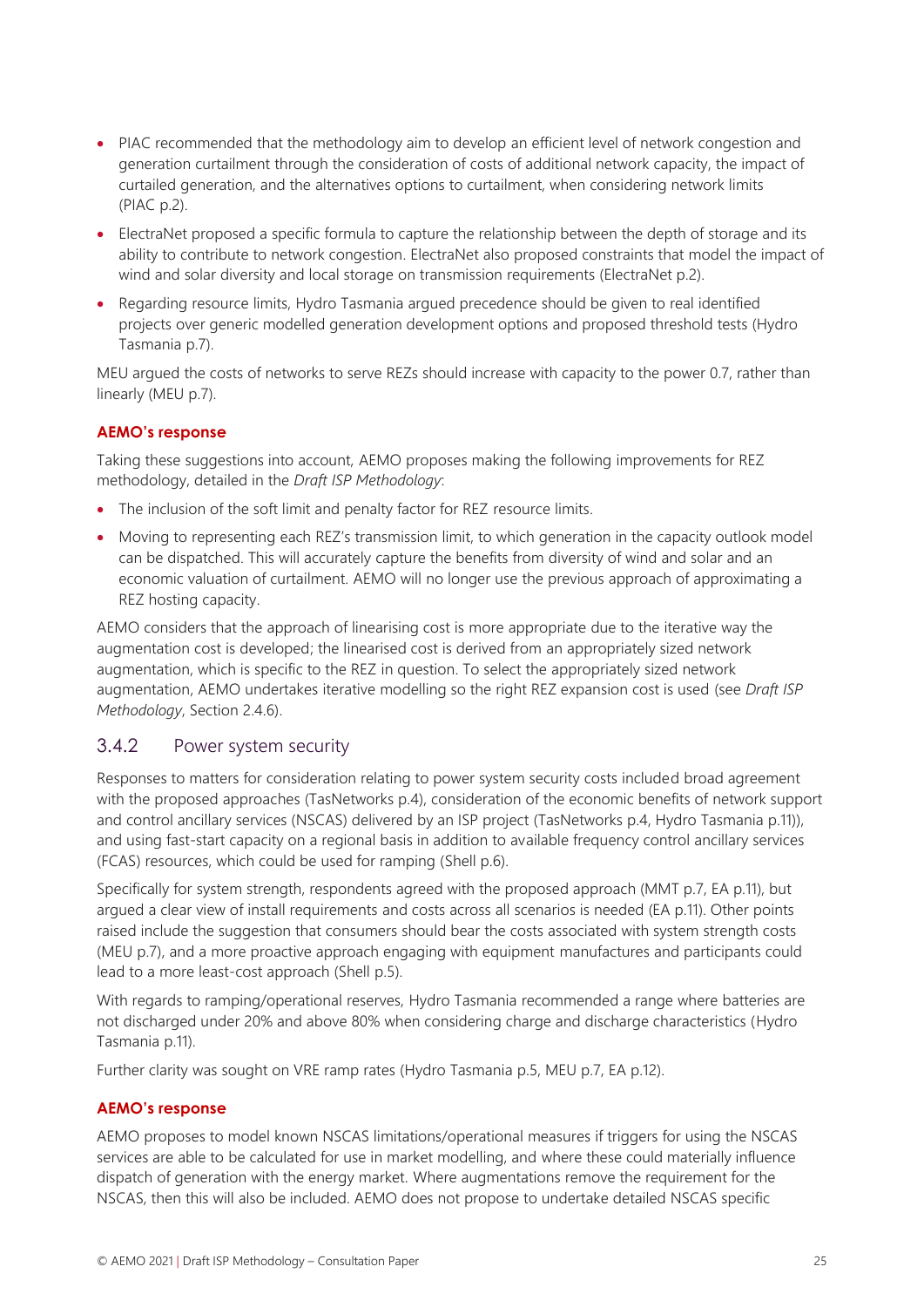- PIAC recommended that the methodology aim to develop an efficient level of network congestion and generation curtailment through the consideration of costs of additional network capacity, the impact of curtailed generation, and the alternatives options to curtailment, when considering network limits (PIAC p.2).
- ElectraNet proposed a specific formula to capture the relationship between the depth of storage and its ability to contribute to network congestion. ElectraNet also proposed constraints that model the impact of wind and solar diversity and local storage on transmission requirements (ElectraNet p.2).
- Regarding resource limits, Hydro Tasmania argued precedence should be given to real identified projects over generic modelled generation development options and proposed threshold tests (Hydro Tasmania p.7).

MEU argued the costs of networks to serve REZs should increase with capacity to the power 0.7, rather than linearly (MEU p.7).

**AEMO's response**

Taking these suggestions into account, AEMO proposes making the following improvements for REZ methodology, detailed in the *Draft ISP Methodology*:

- The inclusion of the soft limit and penalty factor for REZ resource limits.
- Moving to representing each REZ's transmission limit, to which generation in the capacity outlook model can be dispatched. This will accurately capture the benefits from diversity of wind and solar and an economic valuation of curtailment. AEMO will no longer use the previous approach of approximating a REZ hosting capacity.

AEMO considers that the approach of linearising cost is more appropriate due to the iterative way the augmentation cost is developed; the linearised cost is derived from an appropriately sized network augmentation, which is specific to the REZ in question. To select the appropriately sized network augmentation, AEMO undertakes iterative modelling so the right REZ expansion cost is used (see *Draft ISP Methodology*, Section 2.4.6).

### 3.4.2 Power system security

Responses to matters for consideration relating to power system security costs included broad agreement with the proposed approaches (TasNetworks p.4), consideration of the economic benefits of network support and control ancillary services (NSCAS) delivered by an ISP project (TasNetworks p.4, Hydro Tasmania p.11)), and using fast-start capacity on a regional basis in addition to available frequency control ancillary services (FCAS) resources, which could be used for ramping (Shell p.6).

Specifically for system strength, respondents agreed with the proposed approach (MMT p.7, EA p.11), but argued a clear view of install requirements and costs across all scenarios is needed (EA p.11). Other points raised include the suggestion that consumers should bear the costs associated with system strength costs (MEU p.7), and a more proactive approach engaging with equipment manufactures and participants could lead to a more least-cost approach (Shell p.5).

With regards to ramping/operational reserves, Hydro Tasmania recommended a range where batteries are not discharged under 20% and above 80% when considering charge and discharge characteristics (Hydro Tasmania p.11).

Further clarity was sought on VRE ramp rates (Hydro Tasmania p.5, MEU p.7, EA p.12).

**AEMO's response**

AEMO proposes to model known NSCAS limitations/operational measures if triggers for using the NSCAS services are able to be calculated for use in market modelling, and where these could materially influence dispatch of generation with the energy market. Where augmentations remove the requirement for the NSCAS, then this will also be included. AEMO does not propose to undertake detailed NSCAS specific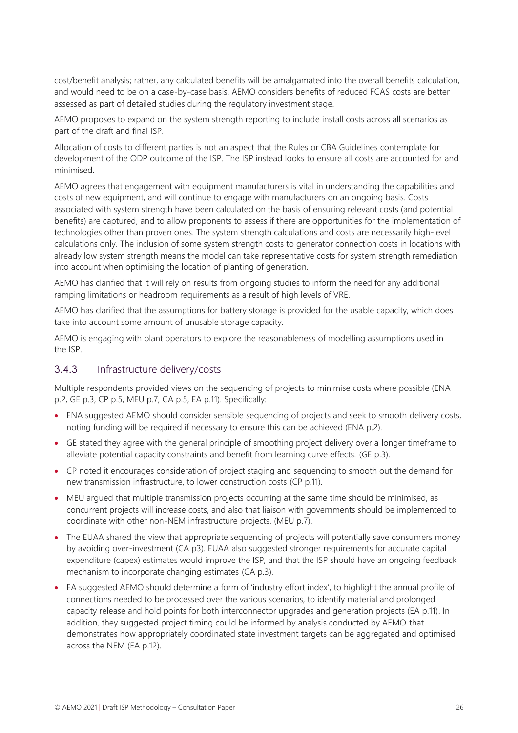cost/benefit analysis; rather, any calculated benefits will be amalgamated into the overall benefits calculation, and would need to be on a case-by-case basis. AEMO considers benefits of reduced FCAS costs are better assessed as part of detailed studies during the regulatory investment stage.

AEMO proposes to expand on the system strength reporting to include install costs across all scenarios as part of the draft and final ISP.

Allocation of costs to different parties is not an aspect that the Rules or CBA Guidelines contemplate for development of the ODP outcome of the ISP. The ISP instead looks to ensure all costs are accounted for and minimised.

AEMO agrees that engagement with equipment manufacturers is vital in understanding the capabilities and costs of new equipment, and will continue to engage with manufacturers on an ongoing basis. Costs associated with system strength have been calculated on the basis of ensuring relevant costs (and potential benefits) are captured, and to allow proponents to assess if there are opportunities for the implementation of technologies other than proven ones. The system strength calculations and costs are necessarily high-level calculations only. The inclusion of some system strength costs to generator connection costs in locations with already low system strength means the model can take representative costs for system strength remediation into account when optimising the location of planting of generation.

AEMO has clarified that it will rely on results from ongoing studies to inform the need for any additional ramping limitations or headroom requirements as a result of high levels of VRE.

AEMO has clarified that the assumptions for battery storage is provided for the usable capacity, which does take into account some amount of unusable storage capacity.

AEMO is engaging with plant operators to explore the reasonableness of modelling assumptions used in the ISP.

### 3.4.3 Infrastructure delivery/costs

Multiple respondents provided views on the sequencing of projects to minimise costs where possible (ENA p.2, GE p.3, CP p.5, MEU p.7, CA p.5, EA p.11). Specifically:

- ENA suggested AEMO should consider sensible sequencing of projects and seek to smooth delivery costs, noting funding will be required if necessary to ensure this can be achieved (ENA p.2).
- GE stated they agree with the general principle of smoothing project delivery over a longer timeframe to alleviate potential capacity constraints and benefit from learning curve effects. (GE p.3).
- CP noted it encourages consideration of project staging and sequencing to smooth out the demand for new transmission infrastructure, to lower construction costs (CP p.11).
- MEU argued that multiple transmission projects occurring at the same time should be minimised, as concurrent projects will increase costs, and also that liaison with governments should be implemented to coordinate with other non-NEM infrastructure projects. (MEU p.7).
- The EUAA shared the view that appropriate sequencing of projects will potentially save consumers money by avoiding over-investment (CA p3). EUAA also suggested stronger requirements for accurate capital expenditure (capex) estimates would improve the ISP, and that the ISP should have an ongoing feedback mechanism to incorporate changing estimates (CA p.3).
- EA suggested AEMO should determine a form of 'industry effort index', to highlight the annual profile of connections needed to be processed over the various scenarios, to identify material and prolonged capacity release and hold points for both interconnector upgrades and generation projects (EA p.11). In addition, they suggested project timing could be informed by analysis conducted by AEMO that demonstrates how appropriately coordinated state investment targets can be aggregated and optimised across the NEM (EA p.12).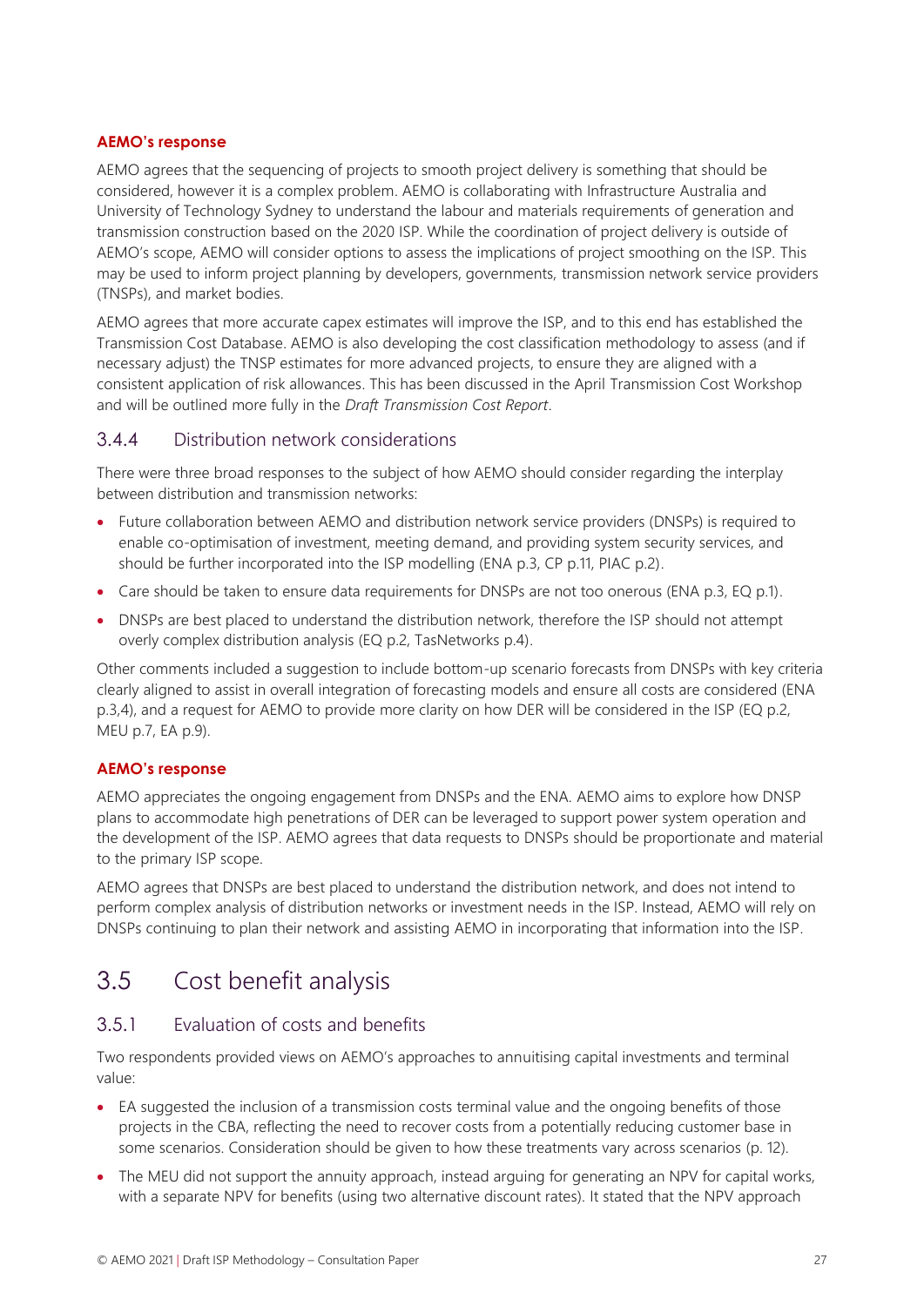**AEMO's response**

AEMO agrees that the sequencing of projects to smooth project delivery is something that should be considered, however it is a complex problem. AEMO is collaborating with Infrastructure Australia and University of Technology Sydney to understand the labour and materials requirements of generation and transmission construction based on the 2020 ISP. While the coordination of project delivery is outside of AEMO's scope, AEMO will consider options to assess the implications of project smoothing on the ISP. This may be used to inform project planning by developers, governments, transmission network service providers (TNSPs), and market bodies.

AEMO agrees that more accurate capex estimates will improve the ISP, and to this end has established the Transmission Cost Database. AEMO is also developing the cost classification methodology to assess (and if necessary adjust) the TNSP estimates for more advanced projects, to ensure they are aligned with a consistent application of risk allowances. This has been discussed in the April Transmission Cost Workshop and will be outlined more fully in the *Draft Transmission Cost Report*.

### 3.4.4 Distribution network considerations

There were three broad responses to the subject of how AEMO should consider regarding the interplay between distribution and transmission networks:

- Future collaboration between AEMO and distribution network service providers (DNSPs) is required to enable co-optimisation of investment, meeting demand, and providing system security services, and should be further incorporated into the ISP modelling (ENA p.3, CP p.11, PIAC p.2).
- Care should be taken to ensure data requirements for DNSPs are not too onerous (ENA p.3, EQ p.1).
- DNSPs are best placed to understand the distribution network, therefore the ISP should not attempt overly complex distribution analysis (EQ p.2, TasNetworks p.4).

Other comments included a suggestion to include bottom-up scenario forecasts from DNSPs with key criteria clearly aligned to assist in overall integration of forecasting models and ensure all costs are considered (ENA p.3,4), and a request for AEMO to provide more clarity on how DER will be considered in the ISP (EQ p.2, MEU p.7, EA p.9).

**AEMO's response**

AEMO appreciates the ongoing engagement from DNSPs and the ENA. AEMO aims to explore how DNSP plans to accommodate high penetrations of DER can be leveraged to support power system operation and the development of the ISP. AEMO agrees that data requests to DNSPs should be proportionate and material to the primary ISP scope.

AEMO agrees that DNSPs are best placed to understand the distribution network, and does not intend to perform complex analysis of distribution networks or investment needs in the ISP. Instead, AEMO will rely on DNSPs continuing to plan their network and assisting AEMO in incorporating that information into the ISP.

## 3.5 Cost benefit analysis

### 3.5.1 Evaluation of costs and benefits

Two respondents provided views on AEMO's approaches to annuitising capital investments and terminal value:

- EA suggested the inclusion of a transmission costs terminal value and the ongoing benefits of those projects in the CBA, reflecting the need to recover costs from a potentially reducing customer base in some scenarios. Consideration should be given to how these treatments vary across scenarios (p. 12).
- The MEU did not support the annuity approach, instead arguing for generating an NPV for capital works, with a separate NPV for benefits (using two alternative discount rates). It stated that the NPV approach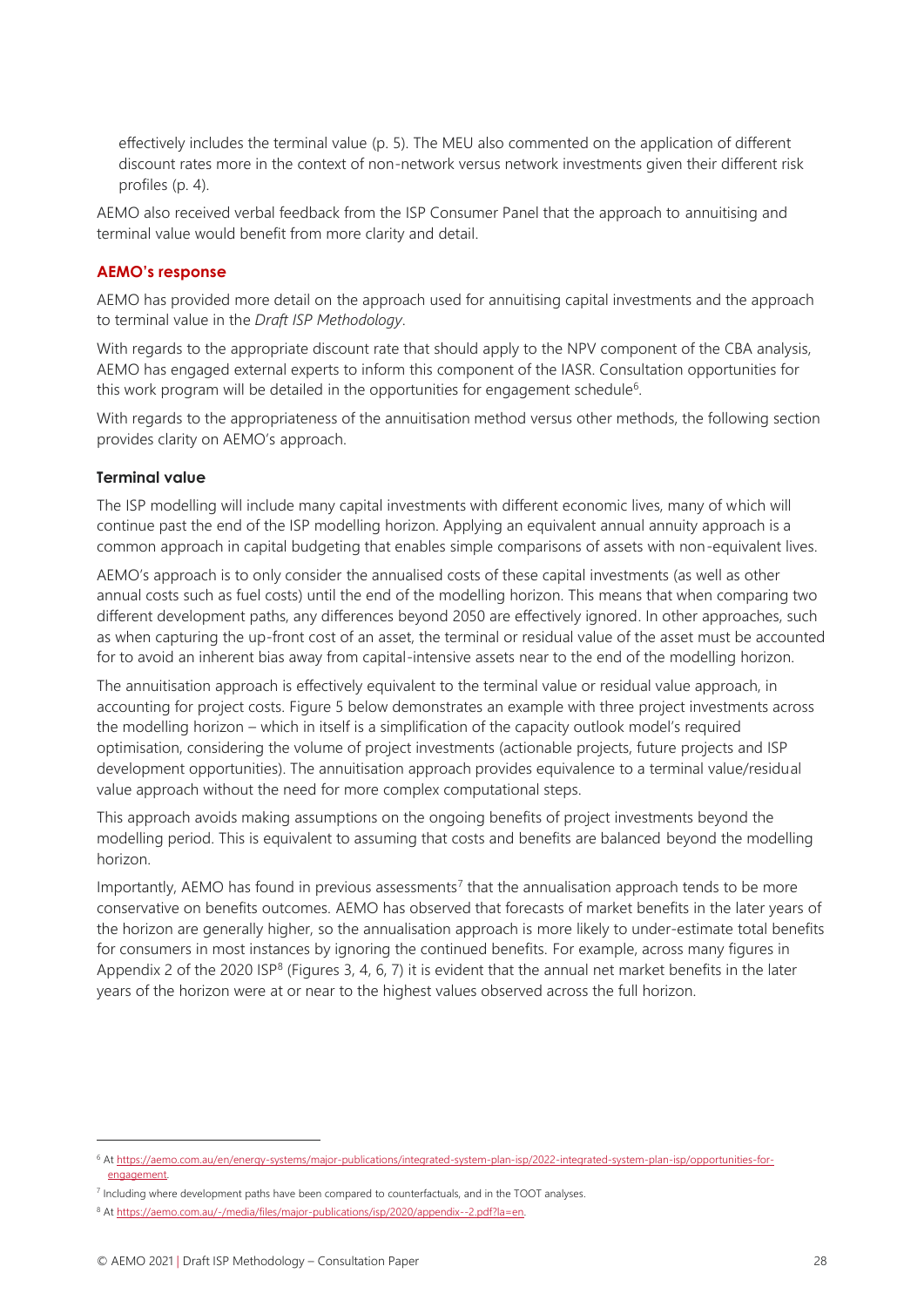effectively includes the terminal value (p. 5). The MEU also commented on the application of different discount rates more in the context of non-network versus network investments given their different risk profiles (p. 4).

AEMO also received verbal feedback from the ISP Consumer Panel that the approach to annuitising and terminal value would benefit from more clarity and detail.

#### AEMO's response

AEMO has provided more detail on the approach used for annuitising capital investments and the approach to terminal value in the *Draft ISP Methodology*.

With regards to the appropriate discount rate that should apply to the NPV component of the CBA analysis, AEMO has engaged external experts to inform this component of the IASR. Consultation opportunities for this work program will be detailed in the opportunities for engagement schedule[6].

With regards to the appropriateness of the annuitisation method versus other methods, the following section provides clarity on AEMO's approach.

#### Terminal value

The ISP modelling will include many capital investments with different economic lives, many of which will continue past the end of the ISP modelling horizon. Applying an equivalent annual annuity approach is a common approach in capital budgeting that enables simple comparisons of assets with non-equivalent lives.

AEMO's approach is to only consider the annualised costs of these capital investments (as well as other annual costs such as fuel costs) until the end of the modelling horizon. This means that when comparing two different development paths, any differences beyond 2050 are effectively ignored. In other approaches, such as when capturing the up-front cost of an asset, the terminal or residual value of the asset must be accounted for to avoid an inherent bias away from capital-intensive assets near to the end of the modelling horizon.

The annuitisation approach is effectively equivalent to the terminal value or residual value approach, in accounting for project costs. Figure 5 below demonstrates an example with three project investments across the modelling horizon – which in itself is a simplification of the capacity outlook model's required optimisation, considering the volume of project investments (actionable projects, future projects and ISP development opportunities). The annuitisation approach provides equivalence to a terminal value/residual value approach without the need for more complex computational steps.

This approach avoids making assumptions on the ongoing benefits of project investments beyond the modelling period. This is equivalent to assuming that costs and benefits are balanced beyond the modelling horizon.

Importantly, AEMO has found in previous assessments[7] that the annualisation approach tends to be more conservative on benefits outcomes. AEMO has observed that forecasts of market benefits in the later years of the horizon are generally higher, so the annualisation approach is more likely to under-estimate total benefits for consumers in most instances by ignoring the continued benefits. For example, across many figures in Appendix 2 of the 2020 ISP[8] (Figures 3, 4, 6, 7) it is evident that the annual net market benefits in the later years of the horizon were at or near to the highest values observed across the full horizon.

---

[6] At https://aemo.com.au/en/energy-systems/major-publications/integrated-system-plan-isp/2022-integrated-system-plan-isp/opportunities-for-engagement.

[7] Including where development paths have been compared to counterfactuals, and in the TOOT analyses.

[8] At https://aemo.com.au/-/media/files/major-publications/isp/2020/appendix--2.pdf?la=en.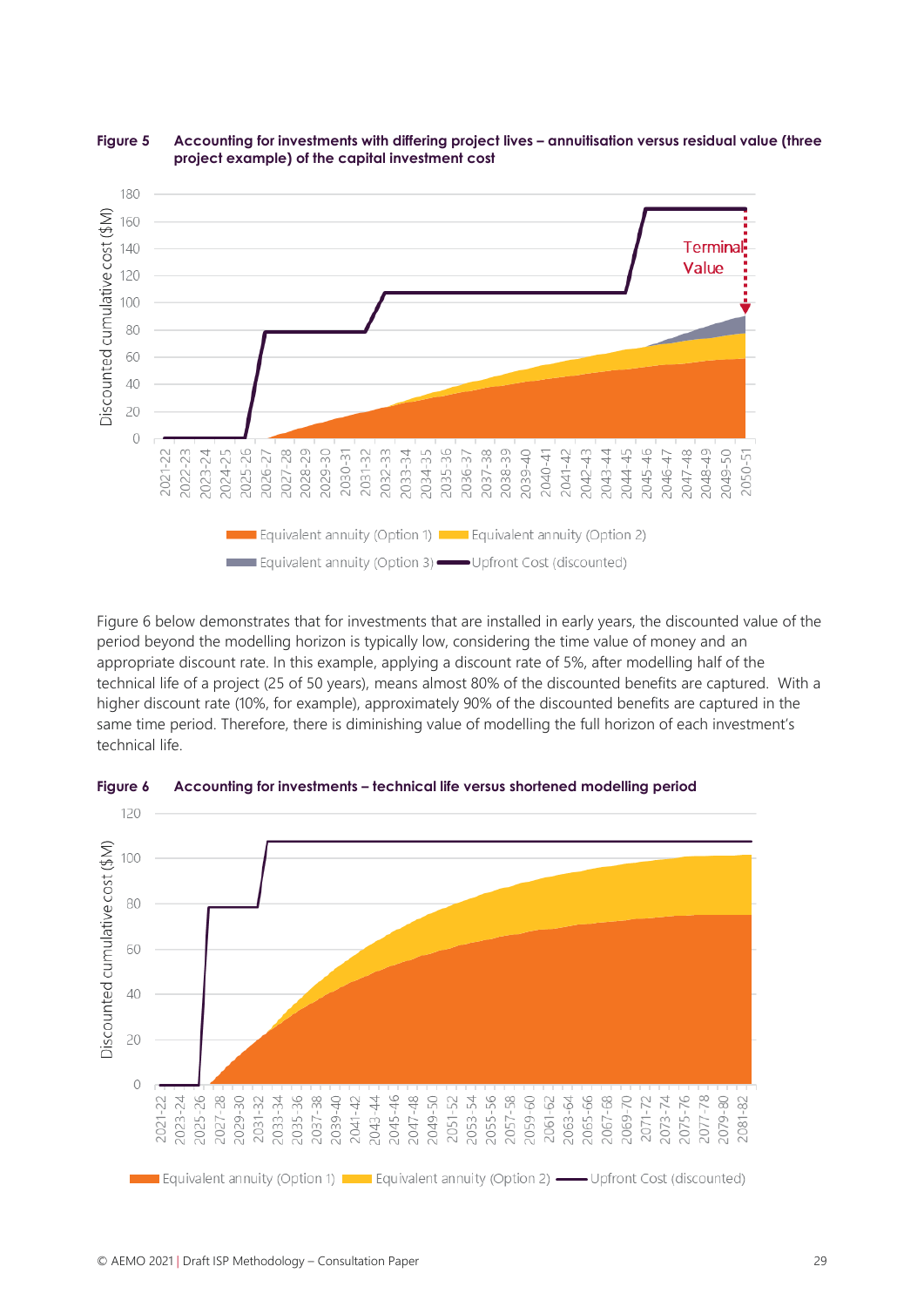**Figure 5 Accounting for investments with differing project lives – annuitisation versus residual value (three project example) of the capital investment cost**

Figure 6 below demonstrates that for investments that are installed in early years, the discounted value of the period beyond the modelling horizon is typically low, considering the time value of money and an appropriate discount rate. In this example, applying a discount rate of 5%, after modelling half of the technical life of a project (25 of 50 years), means almost 80% of the discounted benefits are captured. With a higher discount rate (10%, for example), approximately 90% of the discounted benefits are captured in the same time period. Therefore, there is diminishing value of modelling the full horizon of each investment's technical life.

**Figure 6 Accounting for investments – technical life versus shortened modelling period**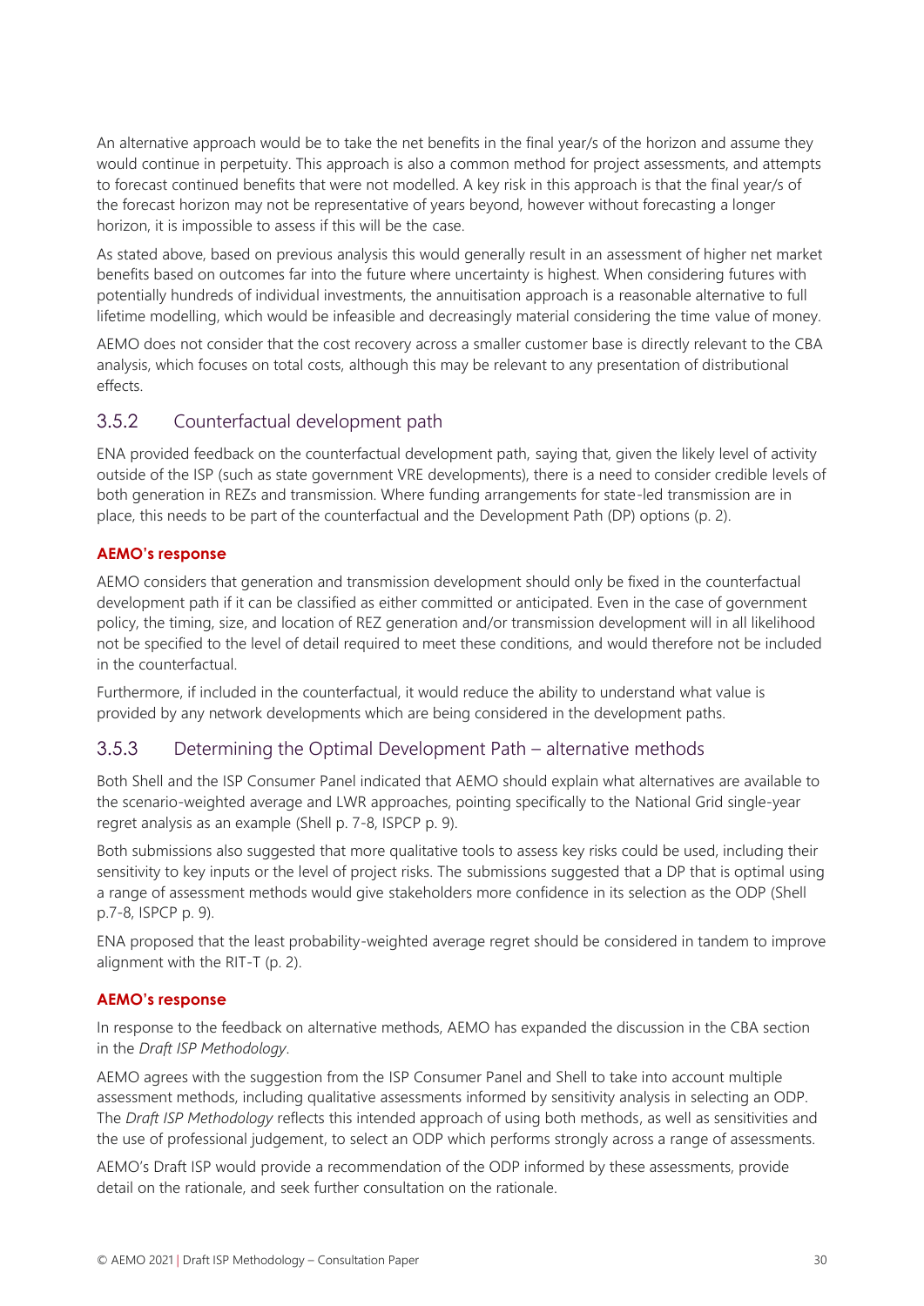An alternative approach would be to take the net benefits in the final year/s of the horizon and assume they would continue in perpetuity. This approach is also a common method for project assessments, and attempts to forecast continued benefits that were not modelled. A key risk in this approach is that the final year/s of the forecast horizon may not be representative of years beyond, however without forecasting a longer horizon, it is impossible to assess if this will be the case.

As stated above, based on previous analysis this would generally result in an assessment of higher net market benefits based on outcomes far into the future where uncertainty is highest. When considering futures with potentially hundreds of individual investments, the annuitisation approach is a reasonable alternative to full lifetime modelling, which would be infeasible and decreasingly material considering the time value of money.

AEMO does not consider that the cost recovery across a smaller customer base is directly relevant to the CBA analysis, which focuses on total costs, although this may be relevant to any presentation of distributional effects.

### 3.5.2 Counterfactual development path

ENA provided feedback on the counterfactual development path, saying that, given the likely level of activity outside of the ISP (such as state government VRE developments), there is a need to consider credible levels of both generation in REZs and transmission. Where funding arrangements for state-led transmission are in place, this needs to be part of the counterfactual and the Development Path (DP) options (p. 2).

**AEMO's response**

AEMO considers that generation and transmission development should only be fixed in the counterfactual development path if it can be classified as either committed or anticipated. Even in the case of government policy, the timing, size, and location of REZ generation and/or transmission development will in all likelihood not be specified to the level of detail required to meet these conditions, and would therefore not be included in the counterfactual.

Furthermore, if included in the counterfactual, it would reduce the ability to understand what value is provided by any network developments which are being considered in the development paths.

### 3.5.3 Determining the Optimal Development Path – alternative methods

Both Shell and the ISP Consumer Panel indicated that AEMO should explain what alternatives are available to the scenario-weighted average and LWR approaches, pointing specifically to the National Grid single-year regret analysis as an example (Shell p. 7-8, ISPCP p. 9).

Both submissions also suggested that more qualitative tools to assess key risks could be used, including their sensitivity to key inputs or the level of project risks. The submissions suggested that a DP that is optimal using a range of assessment methods would give stakeholders more confidence in its selection as the ODP (Shell p.7-8, ISPCP p. 9).

ENA proposed that the least probability-weighted average regret should be considered in tandem to improve alignment with the RIT-T (p. 2).

**AEMO's response**

In response to the feedback on alternative methods, AEMO has expanded the discussion in the CBA section in the *Draft ISP Methodology*.

AEMO agrees with the suggestion from the ISP Consumer Panel and Shell to take into account multiple assessment methods, including qualitative assessments informed by sensitivity analysis in selecting an ODP. The *Draft ISP Methodology* reflects this intended approach of using both methods, as well as sensitivities and the use of professional judgement, to select an ODP which performs strongly across a range of assessments.

AEMO's Draft ISP would provide a recommendation of the ODP informed by these assessments, provide detail on the rationale, and seek further consultation on the rationale.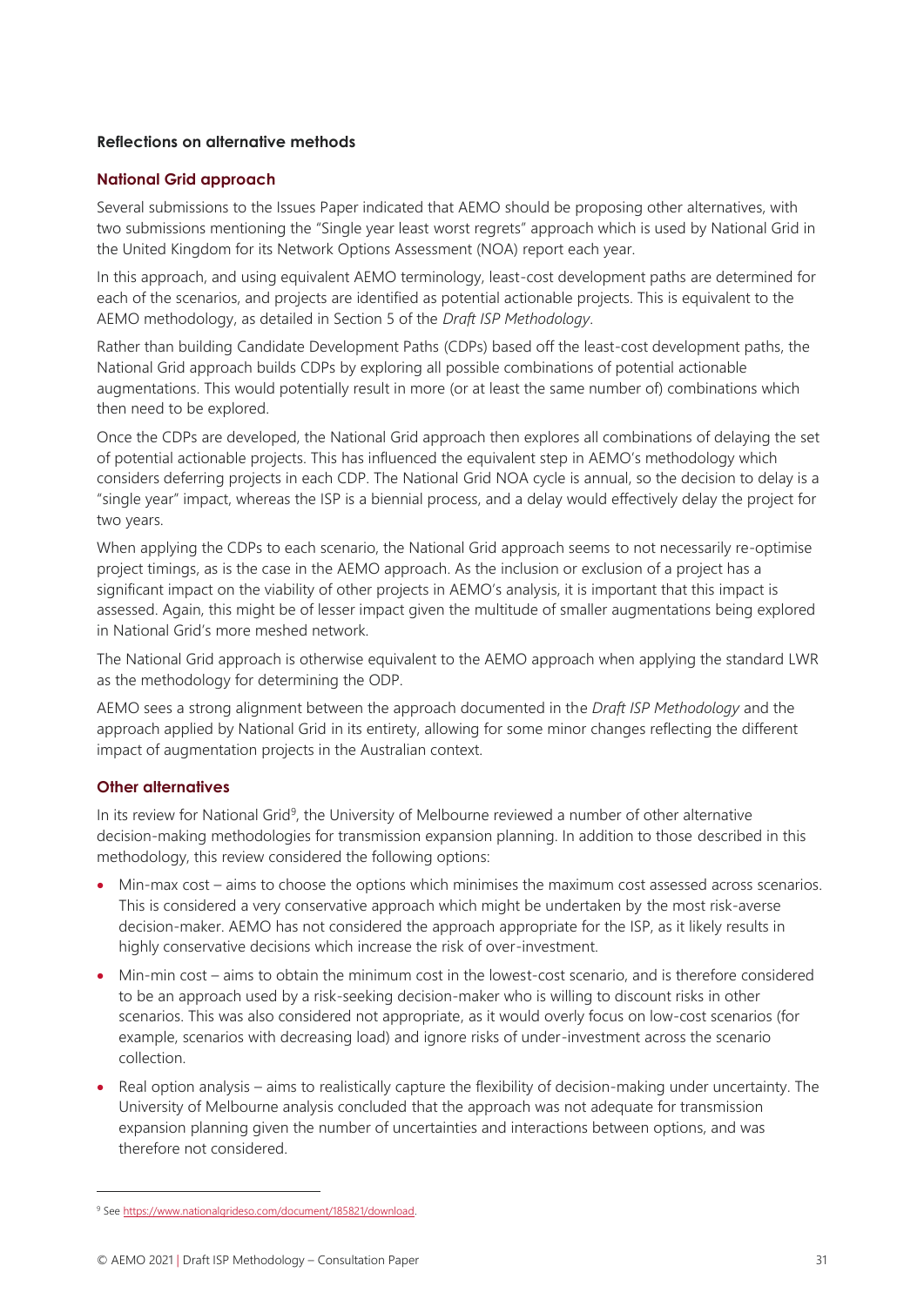**Reflections on alternative methods**

### National Grid approach

Several submissions to the Issues Paper indicated that AEMO should be proposing other alternatives, with two submissions mentioning the "Single year least worst regrets" approach which is used by National Grid in the United Kingdom for its Network Options Assessment (NOA) report each year.

In this approach, and using equivalent AEMO terminology, least-cost development paths are determined for each of the scenarios, and projects are identified as potential actionable projects. This is equivalent to the AEMO methodology, as detailed in Section 5 of the *Draft ISP Methodology*.

Rather than building Candidate Development Paths (CDPs) based off the least-cost development paths, the National Grid approach builds CDPs by exploring all possible combinations of potential actionable augmentations. This would potentially result in more (or at least the same number of) combinations which then need to be explored.

Once the CDPs are developed, the National Grid approach then explores all combinations of delaying the set of potential actionable projects. This has influenced the equivalent step in AEMO's methodology which considers deferring projects in each CDP. The National Grid NOA cycle is annual, so the decision to delay is a "single year" impact, whereas the ISP is a biennial process, and a delay would effectively delay the project for two years.

When applying the CDPs to each scenario, the National Grid approach seems to not necessarily re-optimise project timings, as is the case in the AEMO approach. As the inclusion or exclusion of a project has a significant impact on the viability of other projects in AEMO's analysis, it is important that this impact is assessed. Again, this might be of lesser impact given the multitude of smaller augmentations being explored in National Grid's more meshed network.

The National Grid approach is otherwise equivalent to the AEMO approach when applying the standard LWR as the methodology for determining the ODP.

AEMO sees a strong alignment between the approach documented in the *Draft ISP Methodology* and the approach applied by National Grid in its entirety, allowing for some minor changes reflecting the different impact of augmentation projects in the Australian context.

### Other alternatives

In its review for National Grid[9], the University of Melbourne reviewed a number of other alternative decision-making methodologies for transmission expansion planning. In addition to those described in this methodology, this review considered the following options:

- Min-max cost – aims to choose the options which minimises the maximum cost assessed across scenarios. This is considered a very conservative approach which might be undertaken by the most risk-averse decision-maker. AEMO has not considered the approach appropriate for the ISP, as it likely results in highly conservative decisions which increase the risk of over-investment.
- Min-min cost – aims to obtain the minimum cost in the lowest-cost scenario, and is therefore considered to be an approach used by a risk-seeking decision-maker who is willing to discount risks in other scenarios. This was also considered not appropriate, as it would overly focus on low-cost scenarios (for example, scenarios with decreasing load) and ignore risks of under-investment across the scenario collection.
- Real option analysis – aims to realistically capture the flexibility of decision-making under uncertainty. The University of Melbourne analysis concluded that the approach was not adequate for transmission expansion planning given the number of uncertainties and interactions between options, and was therefore not considered.

---

[9] See https://www.nationalgrideso.com/document/185821/download.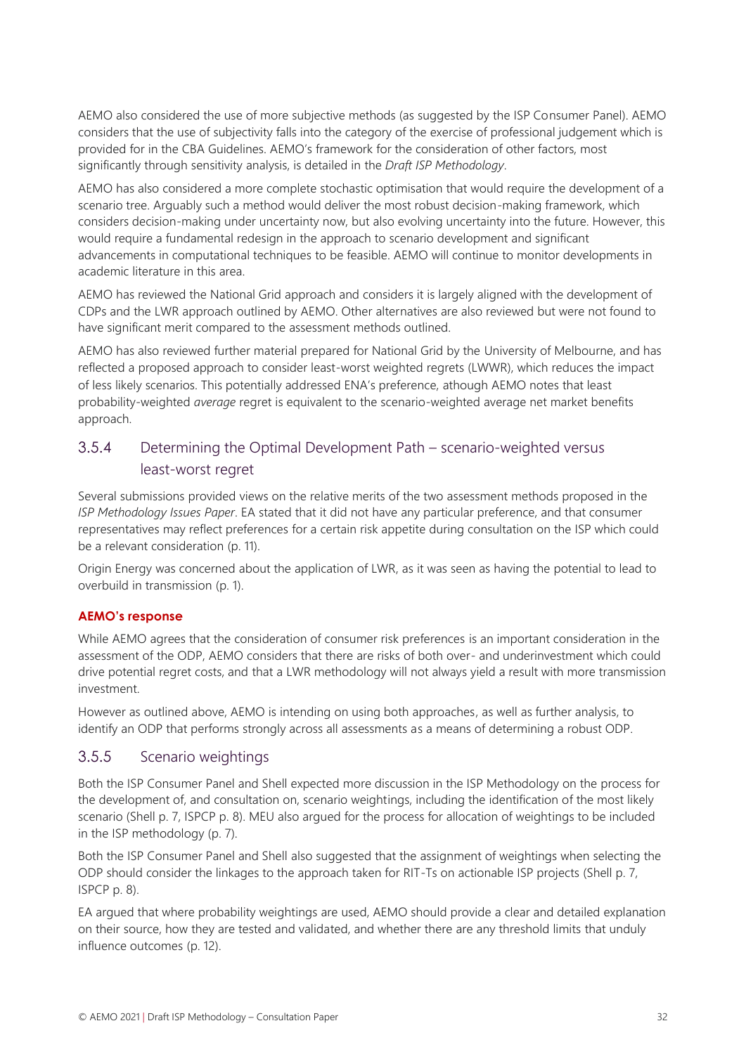AEMO also considered the use of more subjective methods (as suggested by the ISP Consumer Panel). AEMO considers that the use of subjectivity falls into the category of the exercise of professional judgement which is provided for in the CBA Guidelines. AEMO's framework for the consideration of other factors, most significantly through sensitivity analysis, is detailed in the *Draft ISP Methodology*.

AEMO has also considered a more complete stochastic optimisation that would require the development of a scenario tree. Arguably such a method would deliver the most robust decision-making framework, which considers decision-making under uncertainty now, but also evolving uncertainty into the future. However, this would require a fundamental redesign in the approach to scenario development and significant advancements in computational techniques to be feasible. AEMO will continue to monitor developments in academic literature in this area.

AEMO has reviewed the National Grid approach and considers it is largely aligned with the development of CDPs and the LWR approach outlined by AEMO. Other alternatives are also reviewed but were not found to have significant merit compared to the assessment methods outlined.

AEMO has also reviewed further material prepared for National Grid by the University of Melbourne, and has reflected a proposed approach to consider least-worst weighted regrets (LWWR), which reduces the impact of less likely scenarios. This potentially addressed ENA's preference, athough AEMO notes that least probability-weighted *average* regret is equivalent to the scenario-weighted average net market benefits approach.

### 3.5.4 Determining the Optimal Development Path – scenario-weighted versus least-worst regret

Several submissions provided views on the relative merits of the two assessment methods proposed in the *ISP Methodology Issues Paper*. EA stated that it did not have any particular preference, and that consumer representatives may reflect preferences for a certain risk appetite during consultation on the ISP which could be a relevant consideration (p. 11).

Origin Energy was concerned about the application of LWR, as it was seen as having the potential to lead to overbuild in transmission (p. 1).

**AEMO's response**

While AEMO agrees that the consideration of consumer risk preferences is an important consideration in the assessment of the ODP, AEMO considers that there are risks of both over- and underinvestment which could drive potential regret costs, and that a LWR methodology will not always yield a result with more transmission investment.

However as outlined above, AEMO is intending on using both approaches, as well as further analysis, to identify an ODP that performs strongly across all assessments as a means of determining a robust ODP.

### 3.5.5 Scenario weightings

Both the ISP Consumer Panel and Shell expected more discussion in the ISP Methodology on the process for the development of, and consultation on, scenario weightings, including the identification of the most likely scenario (Shell p. 7, ISPCP p. 8). MEU also argued for the process for allocation of weightings to be included in the ISP methodology (p. 7).

Both the ISP Consumer Panel and Shell also suggested that the assignment of weightings when selecting the ODP should consider the linkages to the approach taken for RIT-Ts on actionable ISP projects (Shell p. 7, ISPCP p. 8).

EA argued that where probability weightings are used, AEMO should provide a clear and detailed explanation on their source, how they are tested and validated, and whether there are any threshold limits that unduly influence outcomes (p. 12).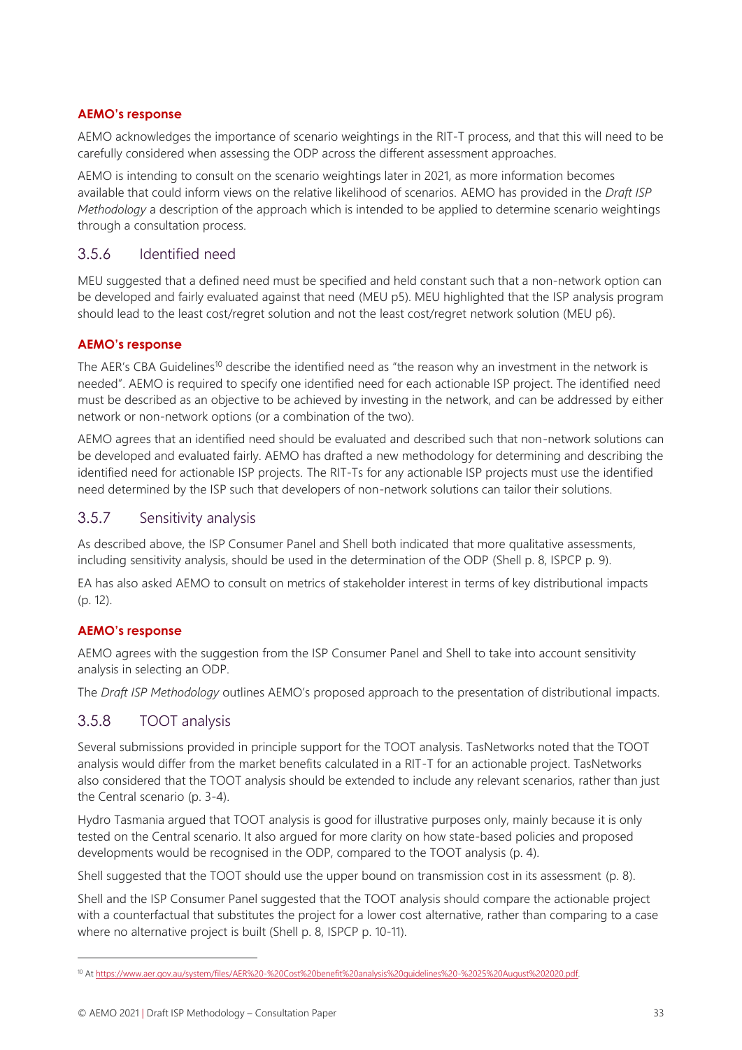**AEMO's response**

AEMO acknowledges the importance of scenario weightings in the RIT-T process, and that this will need to be carefully considered when assessing the ODP across the different assessment approaches.

AEMO is intending to consult on the scenario weightings later in 2021, as more information becomes available that could inform views on the relative likelihood of scenarios. AEMO has provided in the *Draft ISP Methodology* a description of the approach which is intended to be applied to determine scenario weightings through a consultation process.

### 3.5.6 Identified need

MEU suggested that a defined need must be specified and held constant such that a non-network option can be developed and fairly evaluated against that need (MEU p5). MEU highlighted that the ISP analysis program should lead to the least cost/regret solution and not the least cost/regret network solution (MEU p6).

**AEMO's response**

The AER's CBA Guidelines[10] describe the identified need as "the reason why an investment in the network is needed". AEMO is required to specify one identified need for each actionable ISP project. The identified need must be described as an objective to be achieved by investing in the network, and can be addressed by either network or non-network options (or a combination of the two).

AEMO agrees that an identified need should be evaluated and described such that non-network solutions can be developed and evaluated fairly. AEMO has drafted a new methodology for determining and describing the identified need for actionable ISP projects. The RIT-Ts for any actionable ISP projects must use the identified need determined by the ISP such that developers of non-network solutions can tailor their solutions.

### 3.5.7 Sensitivity analysis

As described above, the ISP Consumer Panel and Shell both indicated that more qualitative assessments, including sensitivity analysis, should be used in the determination of the ODP (Shell p. 8, ISPCP p. 9).

EA has also asked AEMO to consult on metrics of stakeholder interest in terms of key distributional impacts (p. 12).

**AEMO's response**

AEMO agrees with the suggestion from the ISP Consumer Panel and Shell to take into account sensitivity analysis in selecting an ODP.

The *Draft ISP Methodology* outlines AEMO's proposed approach to the presentation of distributional impacts.

### 3.5.8 TOOT analysis

Several submissions provided in principle support for the TOOT analysis. TasNetworks noted that the TOOT analysis would differ from the market benefits calculated in a RIT-T for an actionable project. TasNetworks also considered that the TOOT analysis should be extended to include any relevant scenarios, rather than just the Central scenario (p. 3-4).

Hydro Tasmania argued that TOOT analysis is good for illustrative purposes only, mainly because it is only tested on the Central scenario. It also argued for more clarity on how state-based policies and proposed developments would be recognised in the ODP, compared to the TOOT analysis (p. 4).

Shell suggested that the TOOT should use the upper bound on transmission cost in its assessment (p. 8).

Shell and the ISP Consumer Panel suggested that the TOOT analysis should compare the actionable project with a counterfactual that substitutes the project for a lower cost alternative, rather than comparing to a case where no alternative project is built (Shell p. 8, ISPCP p. 10-11).

---

[10] At https://www.aer.gov.au/system/files/AER%20-%20Cost%20benefit%20analysis%20guidelines%20-%2025%20August%202020.pdf.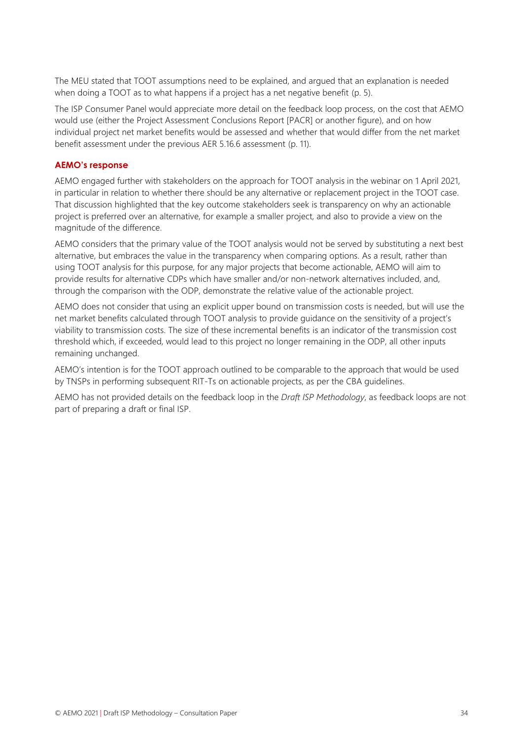The MEU stated that TOOT assumptions need to be explained, and argued that an explanation is needed when doing a TOOT as to what happens if a project has a net negative benefit (p. 5).

The ISP Consumer Panel would appreciate more detail on the feedback loop process, on the cost that AEMO would use (either the Project Assessment Conclusions Report [PACR] or another figure), and on how individual project net market benefits would be assessed and whether that would differ from the net market benefit assessment under the previous AER 5.16.6 assessment (p. 11).

### AEMO's response

AEMO engaged further with stakeholders on the approach for TOOT analysis in the webinar on 1 April 2021, in particular in relation to whether there should be any alternative or replacement project in the TOOT case. That discussion highlighted that the key outcome stakeholders seek is transparency on why an actionable project is preferred over an alternative, for example a smaller project, and also to provide a view on the magnitude of the difference.

AEMO considers that the primary value of the TOOT analysis would not be served by substituting a next best alternative, but embraces the value in the transparency when comparing options. As a result, rather than using TOOT analysis for this purpose, for any major projects that become actionable, AEMO will aim to provide results for alternative CDPs which have smaller and/or non-network alternatives included, and, through the comparison with the ODP, demonstrate the relative value of the actionable project.

AEMO does not consider that using an explicit upper bound on transmission costs is needed, but will use the net market benefits calculated through TOOT analysis to provide guidance on the sensitivity of a project's viability to transmission costs. The size of these incremental benefits is an indicator of the transmission cost threshold which, if exceeded, would lead to this project no longer remaining in the ODP, all other inputs remaining unchanged.

AEMO's intention is for the TOOT approach outlined to be comparable to the approach that would be used by TNSPs in performing subsequent RIT-Ts on actionable projects, as per the CBA guidelines.

AEMO has not provided details on the feedback loop in the *Draft ISP Methodology*, as feedback loops are not part of preparing a draft or final ISP.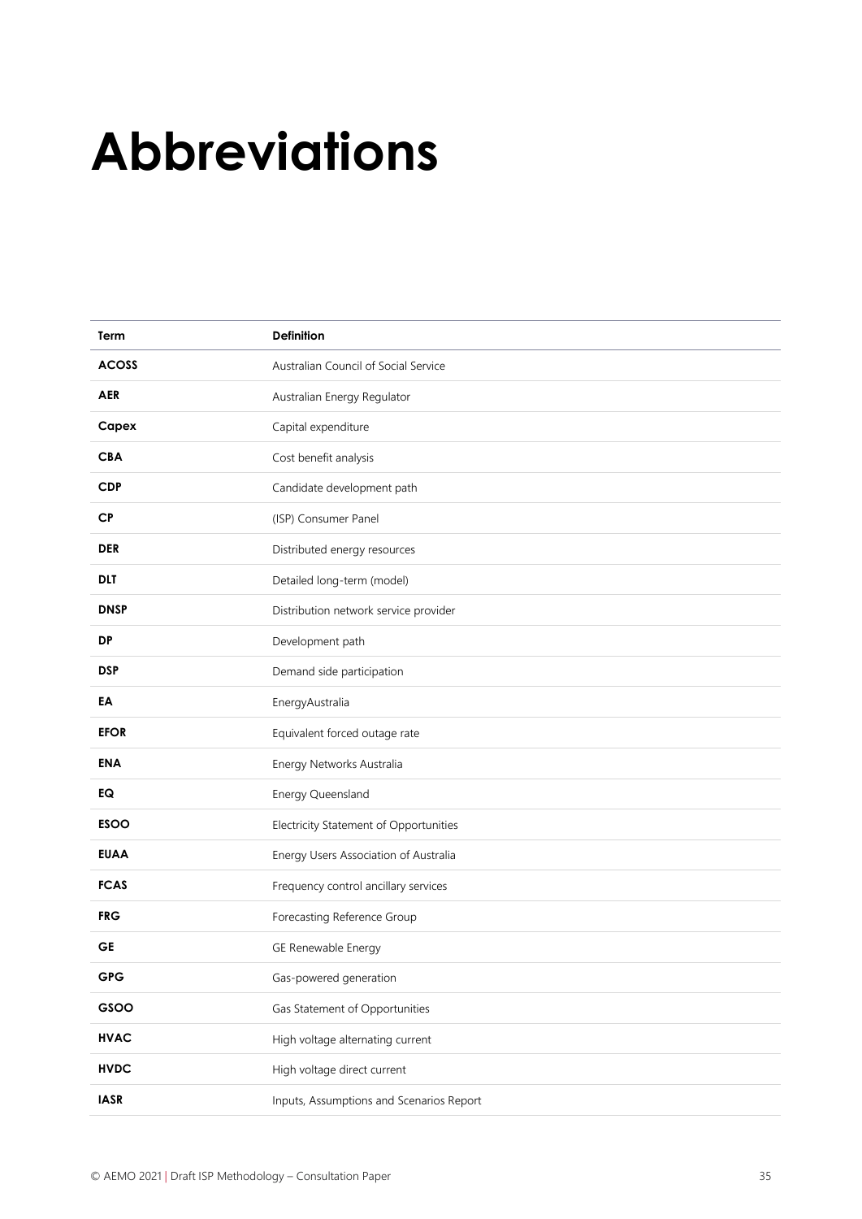# Abbreviations

| Term | Definition |
|---|---|
| **ACOSS** | Australian Council of Social Service |
| **AER** | Australian Energy Regulator |
| **Capex** | Capital expenditure |
| **CBA** | Cost benefit analysis |
| **CDP** | Candidate development path |
| **CP** | (ISP) Consumer Panel |
| **DER** | Distributed energy resources |
| **DLT** | Detailed long-term (model) |
| **DNSP** | Distribution network service provider |
| **DP** | Development path |
| **DSP** | Demand side participation |
| **EA** | EnergyAustralia |
| **EFOR** | Equivalent forced outage rate |
| **ENA** | Energy Networks Australia |
| **EQ** | Energy Queensland |
| **ESOO** | Electricity Statement of Opportunities |
| **EUAA** | Energy Users Association of Australia |
| **FCAS** | Frequency control ancillary services |
| **FRG** | Forecasting Reference Group |
| **GE** | GE Renewable Energy |
| **GPG** | Gas-powered generation |
| **GSOO** | Gas Statement of Opportunities |
| **HVAC** | High voltage alternating current |
| **HVDC** | High voltage direct current |
| **IASR** | Inputs, Assumptions and Scenarios Report |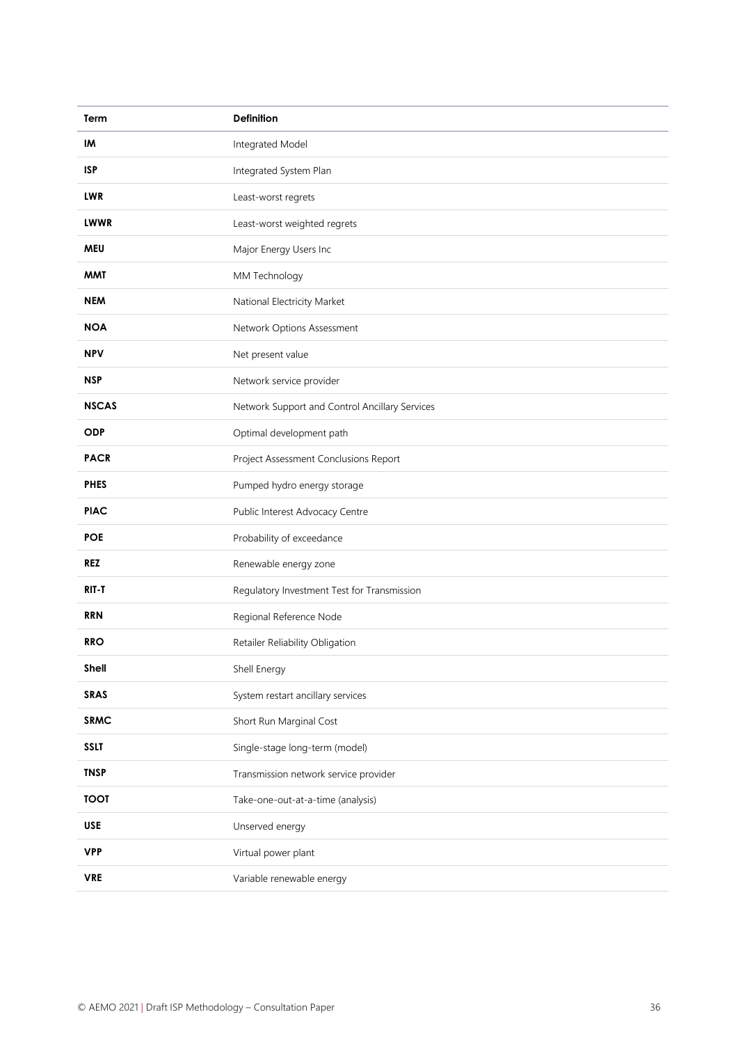| Term | Definition |
| --- | --- |
| **IM** | Integrated Model |
| **ISP** | Integrated System Plan |
| **LWR** | Least-worst regrets |
| **LWWR** | Least-worst weighted regrets |
| **MEU** | Major Energy Users Inc |
| **MMT** | MM Technology |
| **NEM** | National Electricity Market |
| **NOA** | Network Options Assessment |
| **NPV** | Net present value |
| **NSP** | Network service provider |
| **NSCAS** | Network Support and Control Ancillary Services |
| **ODP** | Optimal development path |
| **PACR** | Project Assessment Conclusions Report |
| **PHES** | Pumped hydro energy storage |
| **PIAC** | Public Interest Advocacy Centre |
| **POE** | Probability of exceedance |
| **REZ** | Renewable energy zone |
| **RIT-T** | Regulatory Investment Test for Transmission |
| **RRN** | Regional Reference Node |
| **RRO** | Retailer Reliability Obligation |
| **Shell** | Shell Energy |
| **SRAS** | System restart ancillary services |
| **SRMC** | Short Run Marginal Cost |
| **SSLT** | Single-stage long-term (model) |
| **TNSP** | Transmission network service provider |
| **TOOT** | Take-one-out-at-a-time (analysis) |
| **USE** | Unserved energy |
| **VPP** | Virtual power plant |
| **VRE** | Variable renewable energy |